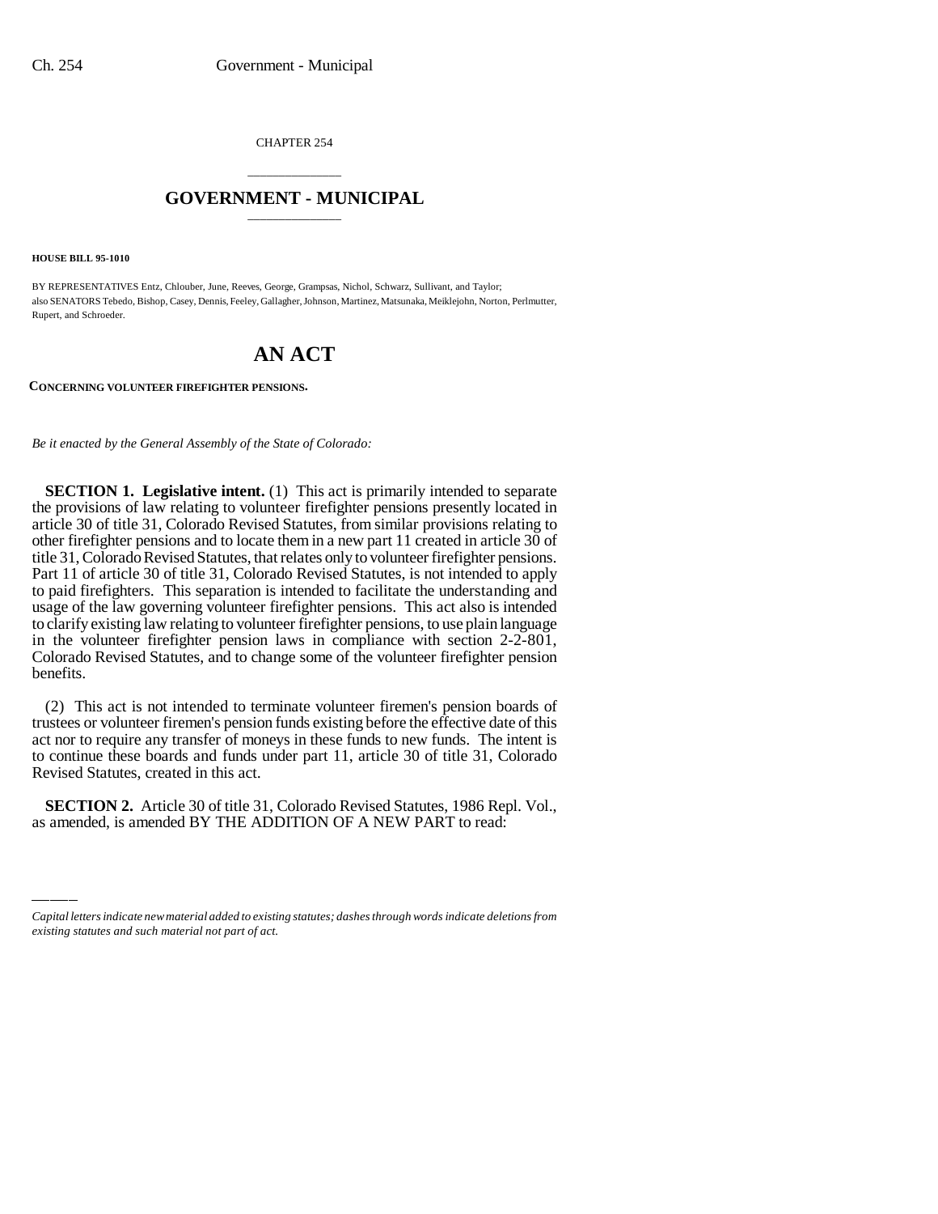CHAPTER 254

# GOVERNMENT - MUNICIPAL

**HOUSE BILL 95-1010**

BY REPRESENTATIVES Entz, Chlouber, June, Reeves, George, Grampsas, Nichol, Schwarz, Sullivant, and Taylor; also SENATORS Tebedo, Bishop, Casey, Dennis, Feeley, Gallagher, Johnson, Martinez, Matsunaka, Meiklejohn, Norton, Perlmutter, Rupert, and Schroeder.

# AN ACT

**CONCERNING VOLUNTEER FIREFIGHTER PENSIONS.**

*Be it enacted by the General Assembly of the State of Colorado:*

**SECTION 1. Legislative intent.** (1) This act is primarily intended to separate the provisions of law relating to volunteer firefighter pensions presently located in article 30 of title 31, Colorado Revised Statutes, from similar provisions relating to other firefighter pensions and to locate them in a new part 11 created in article 30 of title 31, Colorado Revised Statutes, that relates only to volunteer firefighter pensions. Part 11 of article 30 of title 31, Colorado Revised Statutes, is not intended to apply to paid firefighters. This separation is intended to facilitate the understanding and usage of the law governing volunteer firefighter pensions. This act also is intended to clarify existing law relating to volunteer firefighter pensions, to use plain language in the volunteer firefighter pension laws in compliance with section 2-2-801, Colorado Revised Statutes, and to change some of the volunteer firefighter pension benefits.

(2) This act is not intended to terminate volunteer firemen's pension boards of trustees or volunteer firemen's pension funds existing before the effective date of this act nor to require any transfer of moneys in these funds to new funds. The intent is to continue these boards and funds under part 11, article 30 of title 31, Colorado Revised Statutes, created in this act.

**SECTION 2.** Article 30 of title 31, Colorado Revised Statutes, 1986 Repl. Vol., as amended, is amended BY THE ADDITION OF A NEW PART to read:

*Capital letters indicate new material added to existing statutes; dashes through words indicate deletions from existing statutes and such material not part of act.*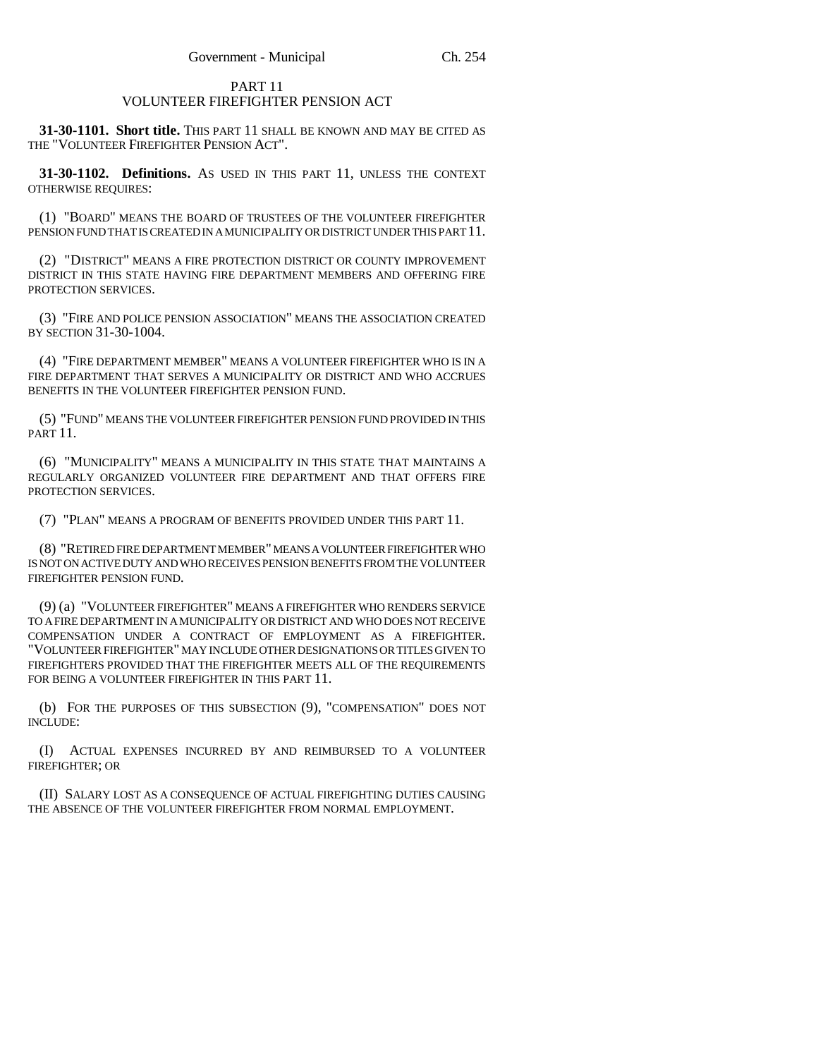## PART 11
## VOLUNTEER FIREFIGHTER PENSION ACT

**31-30-1101. Short title.** THIS PART 11 SHALL BE KNOWN AND MAY BE CITED AS THE "VOLUNTEER FIREFIGHTER PENSION ACT".

**31-30-1102. Definitions.** AS USED IN THIS PART 11, UNLESS THE CONTEXT OTHERWISE REQUIRES:

(1) "BOARD" MEANS THE BOARD OF TRUSTEES OF THE VOLUNTEER FIREFIGHTER PENSION FUND THAT IS CREATED IN A MUNICIPALITY OR DISTRICT UNDER THIS PART 11.

(2) "DISTRICT" MEANS A FIRE PROTECTION DISTRICT OR COUNTY IMPROVEMENT DISTRICT IN THIS STATE HAVING FIRE DEPARTMENT MEMBERS AND OFFERING FIRE PROTECTION SERVICES.

(3) "FIRE AND POLICE PENSION ASSOCIATION" MEANS THE ASSOCIATION CREATED BY SECTION 31-30-1004.

(4) "FIRE DEPARTMENT MEMBER" MEANS A VOLUNTEER FIREFIGHTER WHO IS IN A FIRE DEPARTMENT THAT SERVES A MUNICIPALITY OR DISTRICT AND WHO ACCRUES BENEFITS IN THE VOLUNTEER FIREFIGHTER PENSION FUND.

(5) "FUND" MEANS THE VOLUNTEER FIREFIGHTER PENSION FUND PROVIDED IN THIS PART 11.

(6) "MUNICIPALITY" MEANS A MUNICIPALITY IN THIS STATE THAT MAINTAINS A REGULARLY ORGANIZED VOLUNTEER FIRE DEPARTMENT AND THAT OFFERS FIRE PROTECTION SERVICES.

(7) "PLAN" MEANS A PROGRAM OF BENEFITS PROVIDED UNDER THIS PART 11.

(8) "RETIRED FIRE DEPARTMENT MEMBER" MEANS A VOLUNTEER FIREFIGHTER WHO IS NOT ON ACTIVE DUTY AND WHO RECEIVES PENSION BENEFITS FROM THE VOLUNTEER FIREFIGHTER PENSION FUND.

(9) (a) "VOLUNTEER FIREFIGHTER" MEANS A FIREFIGHTER WHO RENDERS SERVICE TO A FIRE DEPARTMENT IN A MUNICIPALITY OR DISTRICT AND WHO DOES NOT RECEIVE COMPENSATION UNDER A CONTRACT OF EMPLOYMENT AS A FIREFIGHTER. "VOLUNTEER FIREFIGHTER" MAY INCLUDE OTHER DESIGNATIONS OR TITLES GIVEN TO FIREFIGHTERS PROVIDED THAT THE FIREFIGHTER MEETS ALL OF THE REQUIREMENTS FOR BEING A VOLUNTEER FIREFIGHTER IN THIS PART 11.

(b) FOR THE PURPOSES OF THIS SUBSECTION (9), "COMPENSATION" DOES NOT INCLUDE:

(I) ACTUAL EXPENSES INCURRED BY AND REIMBURSED TO A VOLUNTEER FIREFIGHTER; OR

(II) SALARY LOST AS A CONSEQUENCE OF ACTUAL FIREFIGHTING DUTIES CAUSING THE ABSENCE OF THE VOLUNTEER FIREFIGHTER FROM NORMAL EMPLOYMENT.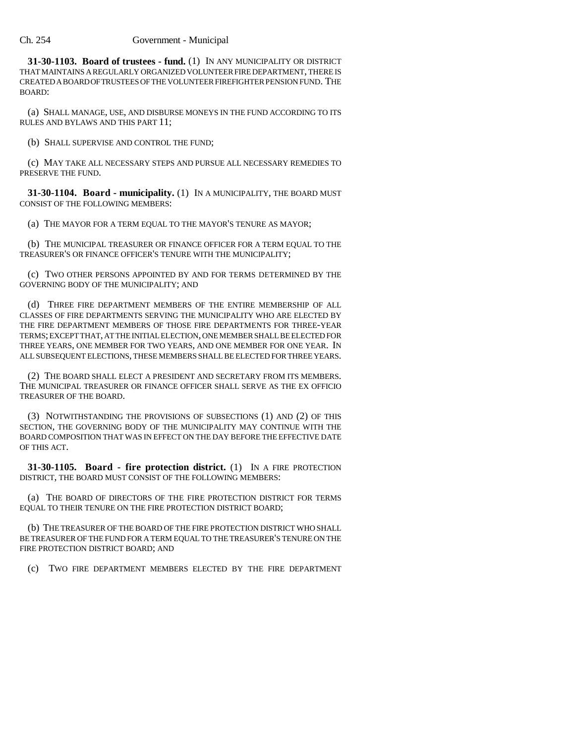**31-30-1103. Board of trustees - fund.** (1) IN ANY MUNICIPALITY OR DISTRICT THAT MAINTAINS A REGULARLY ORGANIZED VOLUNTEER FIRE DEPARTMENT, THERE IS CREATED A BOARD OF TRUSTEES OF THE VOLUNTEER FIREFIGHTER PENSION FUND. THE BOARD:

(a) SHALL MANAGE, USE, AND DISBURSE MONEYS IN THE FUND ACCORDING TO ITS RULES AND BYLAWS AND THIS PART 11;

(b) SHALL SUPERVISE AND CONTROL THE FUND;

(c) MAY TAKE ALL NECESSARY STEPS AND PURSUE ALL NECESSARY REMEDIES TO PRESERVE THE FUND.

**31-30-1104. Board - municipality.** (1) IN A MUNICIPALITY, THE BOARD MUST CONSIST OF THE FOLLOWING MEMBERS:

(a) THE MAYOR FOR A TERM EQUAL TO THE MAYOR'S TENURE AS MAYOR;

(b) THE MUNICIPAL TREASURER OR FINANCE OFFICER FOR A TERM EQUAL TO THE TREASURER'S OR FINANCE OFFICER'S TENURE WITH THE MUNICIPALITY;

(c) TWO OTHER PERSONS APPOINTED BY AND FOR TERMS DETERMINED BY THE GOVERNING BODY OF THE MUNICIPALITY; AND

(d) THREE FIRE DEPARTMENT MEMBERS OF THE ENTIRE MEMBERSHIP OF ALL CLASSES OF FIRE DEPARTMENTS SERVING THE MUNICIPALITY WHO ARE ELECTED BY THE FIRE DEPARTMENT MEMBERS OF THOSE FIRE DEPARTMENTS FOR THREE-YEAR TERMS; EXCEPT THAT, AT THE INITIAL ELECTION, ONE MEMBER SHALL BE ELECTED FOR THREE YEARS, ONE MEMBER FOR TWO YEARS, AND ONE MEMBER FOR ONE YEAR. IN ALL SUBSEQUENT ELECTIONS, THESE MEMBERS SHALL BE ELECTED FOR THREE YEARS.

(2) THE BOARD SHALL ELECT A PRESIDENT AND SECRETARY FROM ITS MEMBERS. THE MUNICIPAL TREASURER OR FINANCE OFFICER SHALL SERVE AS THE EX OFFICIO TREASURER OF THE BOARD.

(3) NOTWITHSTANDING THE PROVISIONS OF SUBSECTIONS (1) AND (2) OF THIS SECTION, THE GOVERNING BODY OF THE MUNICIPALITY MAY CONTINUE WITH THE BOARD COMPOSITION THAT WAS IN EFFECT ON THE DAY BEFORE THE EFFECTIVE DATE OF THIS ACT.

**31-30-1105. Board - fire protection district.** (1) IN A FIRE PROTECTION DISTRICT, THE BOARD MUST CONSIST OF THE FOLLOWING MEMBERS:

(a) THE BOARD OF DIRECTORS OF THE FIRE PROTECTION DISTRICT FOR TERMS EQUAL TO THEIR TENURE ON THE FIRE PROTECTION DISTRICT BOARD;

(b) THE TREASURER OF THE BOARD OF THE FIRE PROTECTION DISTRICT WHO SHALL BE TREASURER OF THE FUND FOR A TERM EQUAL TO THE TREASURER'S TENURE ON THE FIRE PROTECTION DISTRICT BOARD; AND

(c) TWO FIRE DEPARTMENT MEMBERS ELECTED BY THE FIRE DEPARTMENT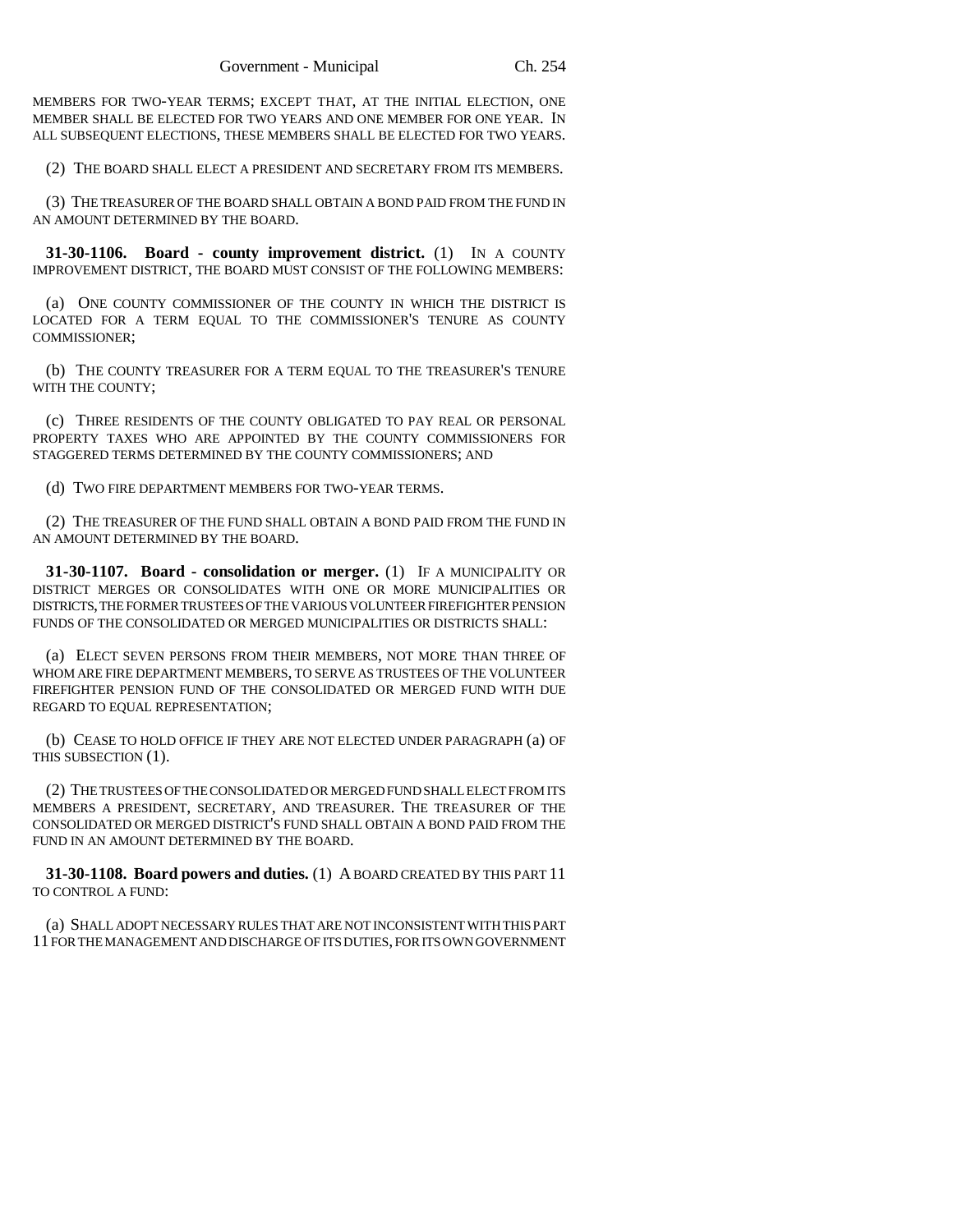MEMBERS FOR TWO-YEAR TERMS; EXCEPT THAT, AT THE INITIAL ELECTION, ONE MEMBER SHALL BE ELECTED FOR TWO YEARS AND ONE MEMBER FOR ONE YEAR. IN ALL SUBSEQUENT ELECTIONS, THESE MEMBERS SHALL BE ELECTED FOR TWO YEARS.

(2) THE BOARD SHALL ELECT A PRESIDENT AND SECRETARY FROM ITS MEMBERS.

(3) THE TREASURER OF THE BOARD SHALL OBTAIN A BOND PAID FROM THE FUND IN AN AMOUNT DETERMINED BY THE BOARD.

**31-30-1106. Board - county improvement district.** (1) IN A COUNTY IMPROVEMENT DISTRICT, THE BOARD MUST CONSIST OF THE FOLLOWING MEMBERS:

(a) ONE COUNTY COMMISSIONER OF THE COUNTY IN WHICH THE DISTRICT IS LOCATED FOR A TERM EQUAL TO THE COMMISSIONER'S TENURE AS COUNTY COMMISSIONER;

(b) THE COUNTY TREASURER FOR A TERM EQUAL TO THE TREASURER'S TENURE WITH THE COUNTY;

(c) THREE RESIDENTS OF THE COUNTY OBLIGATED TO PAY REAL OR PERSONAL PROPERTY TAXES WHO ARE APPOINTED BY THE COUNTY COMMISSIONERS FOR STAGGERED TERMS DETERMINED BY THE COUNTY COMMISSIONERS; AND

(d) TWO FIRE DEPARTMENT MEMBERS FOR TWO-YEAR TERMS.

(2) THE TREASURER OF THE FUND SHALL OBTAIN A BOND PAID FROM THE FUND IN AN AMOUNT DETERMINED BY THE BOARD.

**31-30-1107. Board - consolidation or merger.** (1) IF A MUNICIPALITY OR DISTRICT MERGES OR CONSOLIDATES WITH ONE OR MORE MUNICIPALITIES OR DISTRICTS, THE FORMER TRUSTEES OF THE VARIOUS VOLUNTEER FIREFIGHTER PENSION FUNDS OF THE CONSOLIDATED OR MERGED MUNICIPALITIES OR DISTRICTS SHALL:

(a) ELECT SEVEN PERSONS FROM THEIR MEMBERS, NOT MORE THAN THREE OF WHOM ARE FIRE DEPARTMENT MEMBERS, TO SERVE AS TRUSTEES OF THE VOLUNTEER FIREFIGHTER PENSION FUND OF THE CONSOLIDATED OR MERGED FUND WITH DUE REGARD TO EQUAL REPRESENTATION;

(b) CEASE TO HOLD OFFICE IF THEY ARE NOT ELECTED UNDER PARAGRAPH (a) OF THIS SUBSECTION (1).

(2) THE TRUSTEES OF THE CONSOLIDATED OR MERGED FUND SHALL ELECT FROM ITS MEMBERS A PRESIDENT, SECRETARY, AND TREASURER. THE TREASURER OF THE CONSOLIDATED OR MERGED DISTRICT'S FUND SHALL OBTAIN A BOND PAID FROM THE FUND IN AN AMOUNT DETERMINED BY THE BOARD.

**31-30-1108. Board powers and duties.** (1) A BOARD CREATED BY THIS PART 11 TO CONTROL A FUND:

(a) SHALL ADOPT NECESSARY RULES THAT ARE NOT INCONSISTENT WITH THIS PART 11 FOR THE MANAGEMENT AND DISCHARGE OF ITS DUTIES, FOR ITS OWN GOVERNMENT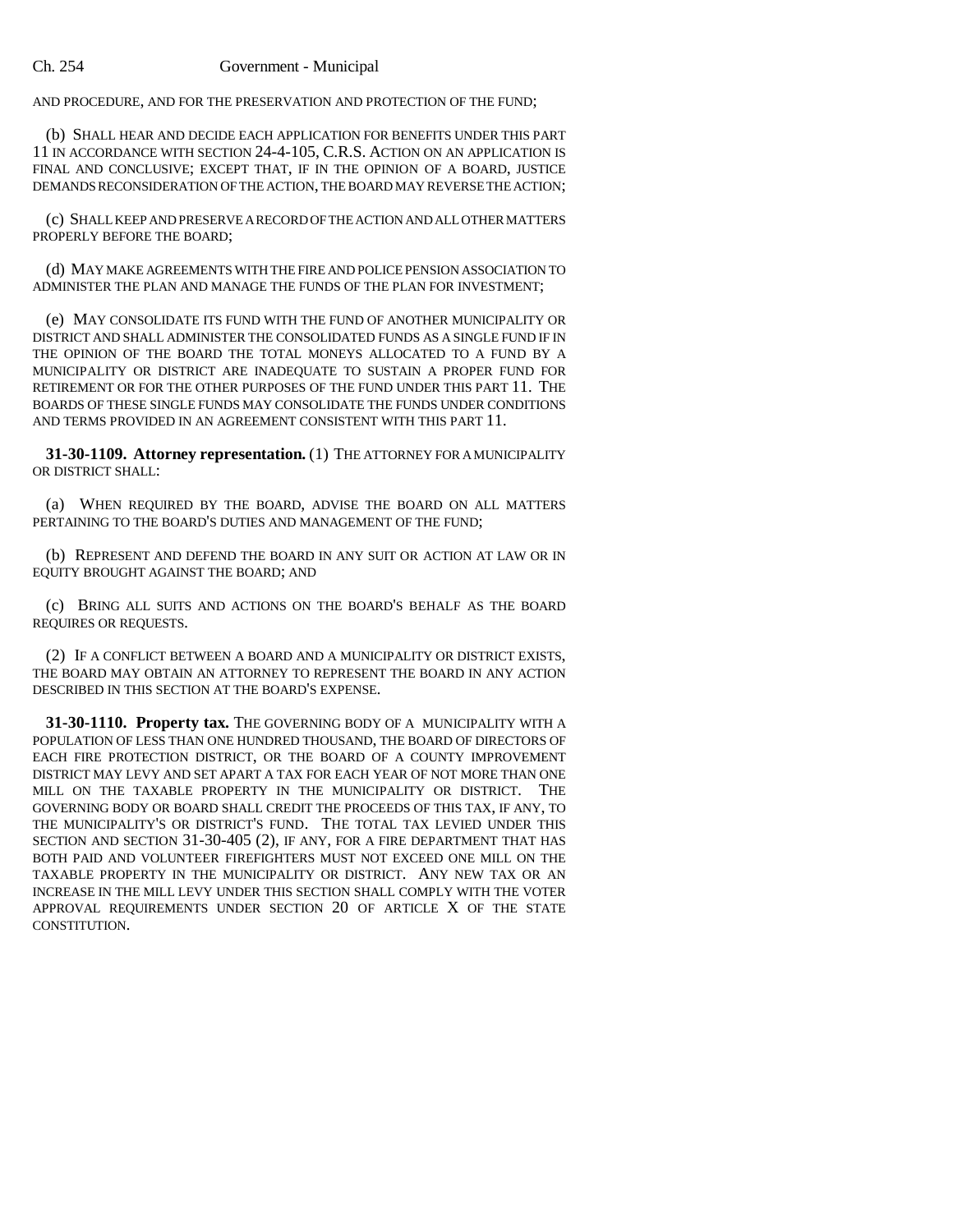AND PROCEDURE, AND FOR THE PRESERVATION AND PROTECTION OF THE FUND;

(b) SHALL HEAR AND DECIDE EACH APPLICATION FOR BENEFITS UNDER THIS PART 11 IN ACCORDANCE WITH SECTION 24-4-105, C.R.S. ACTION ON AN APPLICATION IS FINAL AND CONCLUSIVE; EXCEPT THAT, IF IN THE OPINION OF A BOARD, JUSTICE DEMANDS RECONSIDERATION OF THE ACTION, THE BOARD MAY REVERSE THE ACTION;

(c) SHALL KEEP AND PRESERVE A RECORD OF THE ACTION AND ALL OTHER MATTERS PROPERLY BEFORE THE BOARD;

(d) MAY MAKE AGREEMENTS WITH THE FIRE AND POLICE PENSION ASSOCIATION TO ADMINISTER THE PLAN AND MANAGE THE FUNDS OF THE PLAN FOR INVESTMENT;

(e) MAY CONSOLIDATE ITS FUND WITH THE FUND OF ANOTHER MUNICIPALITY OR DISTRICT AND SHALL ADMINISTER THE CONSOLIDATED FUNDS AS A SINGLE FUND IF IN THE OPINION OF THE BOARD THE TOTAL MONEYS ALLOCATED TO A FUND BY A MUNICIPALITY OR DISTRICT ARE INADEQUATE TO SUSTAIN A PROPER FUND FOR RETIREMENT OR FOR THE OTHER PURPOSES OF THE FUND UNDER THIS PART 11. THE BOARDS OF THESE SINGLE FUNDS MAY CONSOLIDATE THE FUNDS UNDER CONDITIONS AND TERMS PROVIDED IN AN AGREEMENT CONSISTENT WITH THIS PART 11.

**31-30-1109. Attorney representation.** (1) THE ATTORNEY FOR A MUNICIPALITY OR DISTRICT SHALL:

(a) WHEN REQUIRED BY THE BOARD, ADVISE THE BOARD ON ALL MATTERS PERTAINING TO THE BOARD'S DUTIES AND MANAGEMENT OF THE FUND;

(b) REPRESENT AND DEFEND THE BOARD IN ANY SUIT OR ACTION AT LAW OR IN EQUITY BROUGHT AGAINST THE BOARD; AND

(c) BRING ALL SUITS AND ACTIONS ON THE BOARD'S BEHALF AS THE BOARD REQUIRES OR REQUESTS.

(2) IF A CONFLICT BETWEEN A BOARD AND A MUNICIPALITY OR DISTRICT EXISTS, THE BOARD MAY OBTAIN AN ATTORNEY TO REPRESENT THE BOARD IN ANY ACTION DESCRIBED IN THIS SECTION AT THE BOARD'S EXPENSE.

**31-30-1110. Property tax.** THE GOVERNING BODY OF A MUNICIPALITY WITH A POPULATION OF LESS THAN ONE HUNDRED THOUSAND, THE BOARD OF DIRECTORS OF EACH FIRE PROTECTION DISTRICT, OR THE BOARD OF A COUNTY IMPROVEMENT DISTRICT MAY LEVY AND SET APART A TAX FOR EACH YEAR OF NOT MORE THAN ONE MILL ON THE TAXABLE PROPERTY IN THE MUNICIPALITY OR DISTRICT. THE GOVERNING BODY OR BOARD SHALL CREDIT THE PROCEEDS OF THIS TAX, IF ANY, TO THE MUNICIPALITY'S OR DISTRICT'S FUND. THE TOTAL TAX LEVIED UNDER THIS SECTION AND SECTION 31-30-405 (2), IF ANY, FOR A FIRE DEPARTMENT THAT HAS BOTH PAID AND VOLUNTEER FIREFIGHTERS MUST NOT EXCEED ONE MILL ON THE TAXABLE PROPERTY IN THE MUNICIPALITY OR DISTRICT. ANY NEW TAX OR AN INCREASE IN THE MILL LEVY UNDER THIS SECTION SHALL COMPLY WITH THE VOTER APPROVAL REQUIREMENTS UNDER SECTION 20 OF ARTICLE X OF THE STATE CONSTITUTION.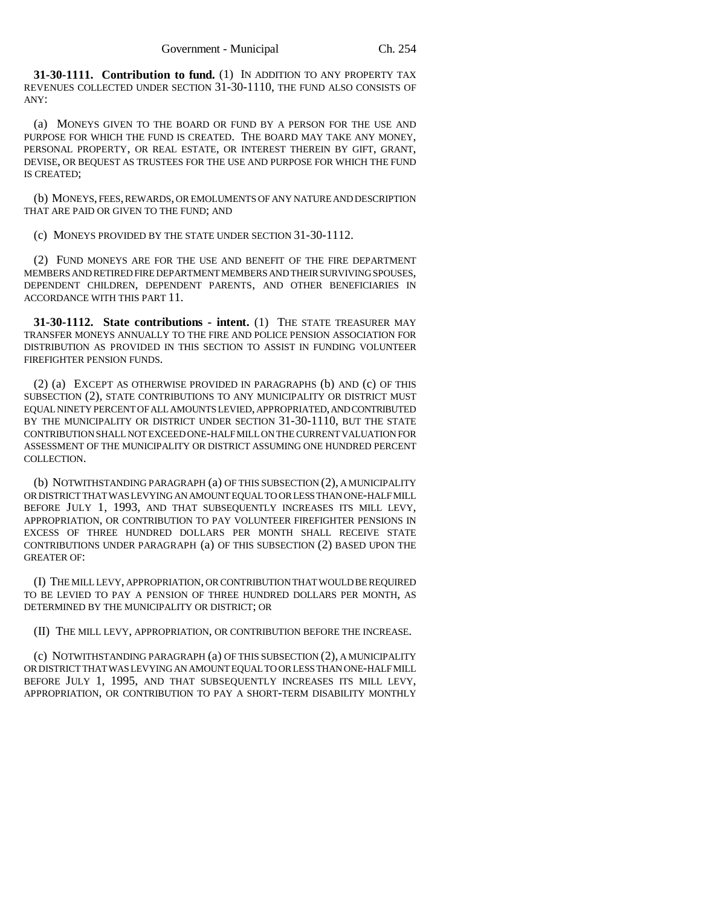**31-30-1111. Contribution to fund.** (1) IN ADDITION TO ANY PROPERTY TAX REVENUES COLLECTED UNDER SECTION 31-30-1110, THE FUND ALSO CONSISTS OF ANY:

(a) MONEYS GIVEN TO THE BOARD OR FUND BY A PERSON FOR THE USE AND PURPOSE FOR WHICH THE FUND IS CREATED. THE BOARD MAY TAKE ANY MONEY, PERSONAL PROPERTY, OR REAL ESTATE, OR INTEREST THEREIN BY GIFT, GRANT, DEVISE, OR BEQUEST AS TRUSTEES FOR THE USE AND PURPOSE FOR WHICH THE FUND IS CREATED;

(b) MONEYS, FEES, REWARDS, OR EMOLUMENTS OF ANY NATURE AND DESCRIPTION THAT ARE PAID OR GIVEN TO THE FUND; AND

(c) MONEYS PROVIDED BY THE STATE UNDER SECTION 31-30-1112.

(2) FUND MONEYS ARE FOR THE USE AND BENEFIT OF THE FIRE DEPARTMENT MEMBERS AND RETIRED FIRE DEPARTMENT MEMBERS AND THEIR SURVIVING SPOUSES, DEPENDENT CHILDREN, DEPENDENT PARENTS, AND OTHER BENEFICIARIES IN ACCORDANCE WITH THIS PART 11.

**31-30-1112. State contributions - intent.** (1) THE STATE TREASURER MAY TRANSFER MONEYS ANNUALLY TO THE FIRE AND POLICE PENSION ASSOCIATION FOR DISTRIBUTION AS PROVIDED IN THIS SECTION TO ASSIST IN FUNDING VOLUNTEER FIREFIGHTER PENSION FUNDS.

(2) (a) EXCEPT AS OTHERWISE PROVIDED IN PARAGRAPHS (b) AND (c) OF THIS SUBSECTION (2), STATE CONTRIBUTIONS TO ANY MUNICIPALITY OR DISTRICT MUST EQUAL NINETY PERCENT OF ALL AMOUNTS LEVIED, APPROPRIATED, AND CONTRIBUTED BY THE MUNICIPALITY OR DISTRICT UNDER SECTION 31-30-1110, BUT THE STATE CONTRIBUTION SHALL NOT EXCEED ONE-HALF MILL ON THE CURRENT VALUATION FOR ASSESSMENT OF THE MUNICIPALITY OR DISTRICT ASSUMING ONE HUNDRED PERCENT COLLECTION.

(b) NOTWITHSTANDING PARAGRAPH (a) OF THIS SUBSECTION (2), A MUNICIPALITY OR DISTRICT THAT WAS LEVYING AN AMOUNT EQUAL TO OR LESS THAN ONE-HALF MILL BEFORE JULY 1, 1993, AND THAT SUBSEQUENTLY INCREASES ITS MILL LEVY, APPROPRIATION, OR CONTRIBUTION TO PAY VOLUNTEER FIREFIGHTER PENSIONS IN EXCESS OF THREE HUNDRED DOLLARS PER MONTH SHALL RECEIVE STATE CONTRIBUTIONS UNDER PARAGRAPH (a) OF THIS SUBSECTION (2) BASED UPON THE GREATER OF:

(I) THE MILL LEVY, APPROPRIATION, OR CONTRIBUTION THAT WOULD BE REQUIRED TO BE LEVIED TO PAY A PENSION OF THREE HUNDRED DOLLARS PER MONTH, AS DETERMINED BY THE MUNICIPALITY OR DISTRICT; OR

(II) THE MILL LEVY, APPROPRIATION, OR CONTRIBUTION BEFORE THE INCREASE.

(c) NOTWITHSTANDING PARAGRAPH (a) OF THIS SUBSECTION (2), A MUNICIPALITY OR DISTRICT THAT WAS LEVYING AN AMOUNT EQUAL TO OR LESS THAN ONE-HALF MILL BEFORE JULY 1, 1995, AND THAT SUBSEQUENTLY INCREASES ITS MILL LEVY, APPROPRIATION, OR CONTRIBUTION TO PAY A SHORT-TERM DISABILITY MONTHLY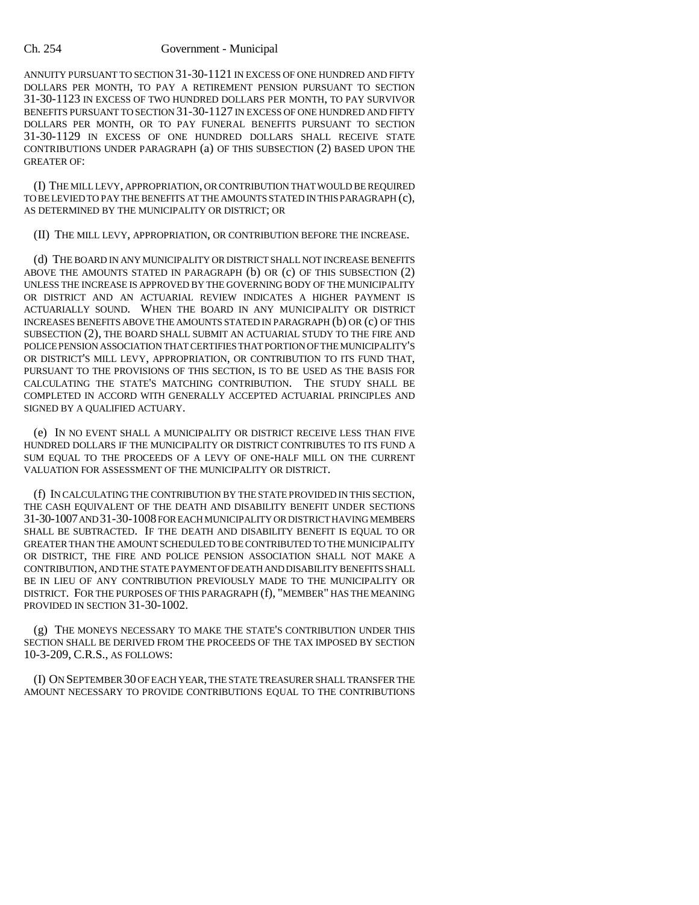ANNUITY PURSUANT TO SECTION 31-30-1121 IN EXCESS OF ONE HUNDRED AND FIFTY DOLLARS PER MONTH, TO PAY A RETIREMENT PENSION PURSUANT TO SECTION 31-30-1123 IN EXCESS OF TWO HUNDRED DOLLARS PER MONTH, TO PAY SURVIVOR BENEFITS PURSUANT TO SECTION 31-30-1127 IN EXCESS OF ONE HUNDRED AND FIFTY DOLLARS PER MONTH, OR TO PAY FUNERAL BENEFITS PURSUANT TO SECTION 31-30-1129 IN EXCESS OF ONE HUNDRED DOLLARS SHALL RECEIVE STATE CONTRIBUTIONS UNDER PARAGRAPH (a) OF THIS SUBSECTION (2) BASED UPON THE GREATER OF:

(I) THE MILL LEVY, APPROPRIATION, OR CONTRIBUTION THAT WOULD BE REQUIRED TO BE LEVIED TO PAY THE BENEFITS AT THE AMOUNTS STATED IN THIS PARAGRAPH (c), AS DETERMINED BY THE MUNICIPALITY OR DISTRICT; OR

(II) THE MILL LEVY, APPROPRIATION, OR CONTRIBUTION BEFORE THE INCREASE.

(d) THE BOARD IN ANY MUNICIPALITY OR DISTRICT SHALL NOT INCREASE BENEFITS ABOVE THE AMOUNTS STATED IN PARAGRAPH (b) OR (c) OF THIS SUBSECTION (2) UNLESS THE INCREASE IS APPROVED BY THE GOVERNING BODY OF THE MUNICIPALITY OR DISTRICT AND AN ACTUARIAL REVIEW INDICATES A HIGHER PAYMENT IS ACTUARIALLY SOUND. WHEN THE BOARD IN ANY MUNICIPALITY OR DISTRICT INCREASES BENEFITS ABOVE THE AMOUNTS STATED IN PARAGRAPH (b) OR (c) OF THIS SUBSECTION (2), THE BOARD SHALL SUBMIT AN ACTUARIAL STUDY TO THE FIRE AND POLICE PENSION ASSOCIATION THAT CERTIFIES THAT PORTION OF THE MUNICIPALITY'S OR DISTRICT'S MILL LEVY, APPROPRIATION, OR CONTRIBUTION TO ITS FUND THAT, PURSUANT TO THE PROVISIONS OF THIS SECTION, IS TO BE USED AS THE BASIS FOR CALCULATING THE STATE'S MATCHING CONTRIBUTION. THE STUDY SHALL BE COMPLETED IN ACCORD WITH GENERALLY ACCEPTED ACTUARIAL PRINCIPLES AND SIGNED BY A QUALIFIED ACTUARY.

(e) IN NO EVENT SHALL A MUNICIPALITY OR DISTRICT RECEIVE LESS THAN FIVE HUNDRED DOLLARS IF THE MUNICIPALITY OR DISTRICT CONTRIBUTES TO ITS FUND A SUM EQUAL TO THE PROCEEDS OF A LEVY OF ONE-HALF MILL ON THE CURRENT VALUATION FOR ASSESSMENT OF THE MUNICIPALITY OR DISTRICT.

(f) IN CALCULATING THE CONTRIBUTION BY THE STATE PROVIDED IN THIS SECTION, THE CASH EQUIVALENT OF THE DEATH AND DISABILITY BENEFIT UNDER SECTIONS 31-30-1007 AND 31-30-1008 FOR EACH MUNICIPALITY OR DISTRICT HAVING MEMBERS SHALL BE SUBTRACTED. IF THE DEATH AND DISABILITY BENEFIT IS EQUAL TO OR GREATER THAN THE AMOUNT SCHEDULED TO BE CONTRIBUTED TO THE MUNICIPALITY OR DISTRICT, THE FIRE AND POLICE PENSION ASSOCIATION SHALL NOT MAKE A CONTRIBUTION, AND THE STATE PAYMENT OF DEATH AND DISABILITY BENEFITS SHALL BE IN LIEU OF ANY CONTRIBUTION PREVIOUSLY MADE TO THE MUNICIPALITY OR DISTRICT. FOR THE PURPOSES OF THIS PARAGRAPH (f), "MEMBER" HAS THE MEANING PROVIDED IN SECTION 31-30-1002.

(g) THE MONEYS NECESSARY TO MAKE THE STATE'S CONTRIBUTION UNDER THIS SECTION SHALL BE DERIVED FROM THE PROCEEDS OF THE TAX IMPOSED BY SECTION 10-3-209, C.R.S., AS FOLLOWS:

(I) ON SEPTEMBER 30 OF EACH YEAR, THE STATE TREASURER SHALL TRANSFER THE AMOUNT NECESSARY TO PROVIDE CONTRIBUTIONS EQUAL TO THE CONTRIBUTIONS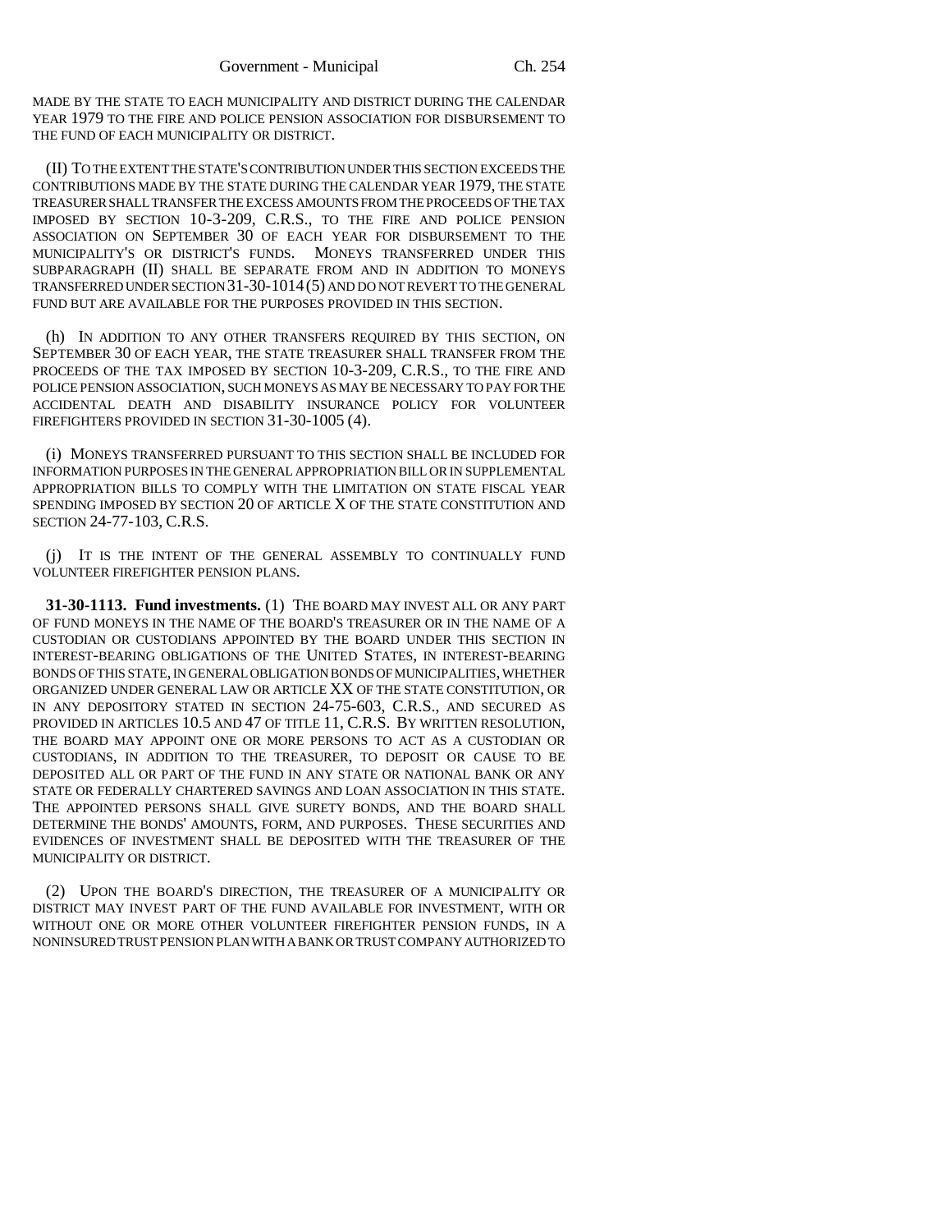MADE BY THE STATE TO EACH MUNICIPALITY AND DISTRICT DURING THE CALENDAR YEAR 1979 TO THE FIRE AND POLICE PENSION ASSOCIATION FOR DISBURSEMENT TO THE FUND OF EACH MUNICIPALITY OR DISTRICT.

(II) TO THE EXTENT THE STATE'S CONTRIBUTION UNDER THIS SECTION EXCEEDS THE CONTRIBUTIONS MADE BY THE STATE DURING THE CALENDAR YEAR 1979, THE STATE TREASURER SHALL TRANSFER THE EXCESS AMOUNTS FROM THE PROCEEDS OF THE TAX IMPOSED BY SECTION 10-3-209, C.R.S., TO THE FIRE AND POLICE PENSION ASSOCIATION ON SEPTEMBER 30 OF EACH YEAR FOR DISBURSEMENT TO THE MUNICIPALITY'S OR DISTRICT'S FUNDS. MONEYS TRANSFERRED UNDER THIS SUBPARAGRAPH (II) SHALL BE SEPARATE FROM AND IN ADDITION TO MONEYS TRANSFERRED UNDER SECTION 31-30-1014 (5) AND DO NOT REVERT TO THE GENERAL FUND BUT ARE AVAILABLE FOR THE PURPOSES PROVIDED IN THIS SECTION.

(h) IN ADDITION TO ANY OTHER TRANSFERS REQUIRED BY THIS SECTION, ON SEPTEMBER 30 OF EACH YEAR, THE STATE TREASURER SHALL TRANSFER FROM THE PROCEEDS OF THE TAX IMPOSED BY SECTION 10-3-209, C.R.S., TO THE FIRE AND POLICE PENSION ASSOCIATION, SUCH MONEYS AS MAY BE NECESSARY TO PAY FOR THE ACCIDENTAL DEATH AND DISABILITY INSURANCE POLICY FOR VOLUNTEER FIREFIGHTERS PROVIDED IN SECTION 31-30-1005 (4).

(i) MONEYS TRANSFERRED PURSUANT TO THIS SECTION SHALL BE INCLUDED FOR INFORMATION PURPOSES IN THE GENERAL APPROPRIATION BILL OR IN SUPPLEMENTAL APPROPRIATION BILLS TO COMPLY WITH THE LIMITATION ON STATE FISCAL YEAR SPENDING IMPOSED BY SECTION 20 OF ARTICLE X OF THE STATE CONSTITUTION AND SECTION 24-77-103, C.R.S.

(j) IT IS THE INTENT OF THE GENERAL ASSEMBLY TO CONTINUALLY FUND VOLUNTEER FIREFIGHTER PENSION PLANS.

**31-30-1113. Fund investments.** (1) THE BOARD MAY INVEST ALL OR ANY PART OF FUND MONEYS IN THE NAME OF THE BOARD'S TREASURER OR IN THE NAME OF A CUSTODIAN OR CUSTODIANS APPOINTED BY THE BOARD UNDER THIS SECTION IN INTEREST-BEARING OBLIGATIONS OF THE UNITED STATES, IN INTEREST-BEARING BONDS OF THIS STATE, IN GENERAL OBLIGATION BONDS OF MUNICIPALITIES, WHETHER ORGANIZED UNDER GENERAL LAW OR ARTICLE XX OF THE STATE CONSTITUTION, OR IN ANY DEPOSITORY STATED IN SECTION 24-75-603, C.R.S., AND SECURED AS PROVIDED IN ARTICLES 10.5 AND 47 OF TITLE 11, C.R.S. BY WRITTEN RESOLUTION, THE BOARD MAY APPOINT ONE OR MORE PERSONS TO ACT AS A CUSTODIAN OR CUSTODIANS, IN ADDITION TO THE TREASURER, TO DEPOSIT OR CAUSE TO BE DEPOSITED ALL OR PART OF THE FUND IN ANY STATE OR NATIONAL BANK OR ANY STATE OR FEDERALLY CHARTERED SAVINGS AND LOAN ASSOCIATION IN THIS STATE. THE APPOINTED PERSONS SHALL GIVE SURETY BONDS, AND THE BOARD SHALL DETERMINE THE BONDS' AMOUNTS, FORM, AND PURPOSES. THESE SECURITIES AND EVIDENCES OF INVESTMENT SHALL BE DEPOSITED WITH THE TREASURER OF THE MUNICIPALITY OR DISTRICT.

(2) UPON THE BOARD'S DIRECTION, THE TREASURER OF A MUNICIPALITY OR DISTRICT MAY INVEST PART OF THE FUND AVAILABLE FOR INVESTMENT, WITH OR WITHOUT ONE OR MORE OTHER VOLUNTEER FIREFIGHTER PENSION FUNDS, IN A NONINSURED TRUST PENSION PLAN WITH A BANK OR TRUST COMPANY AUTHORIZED TO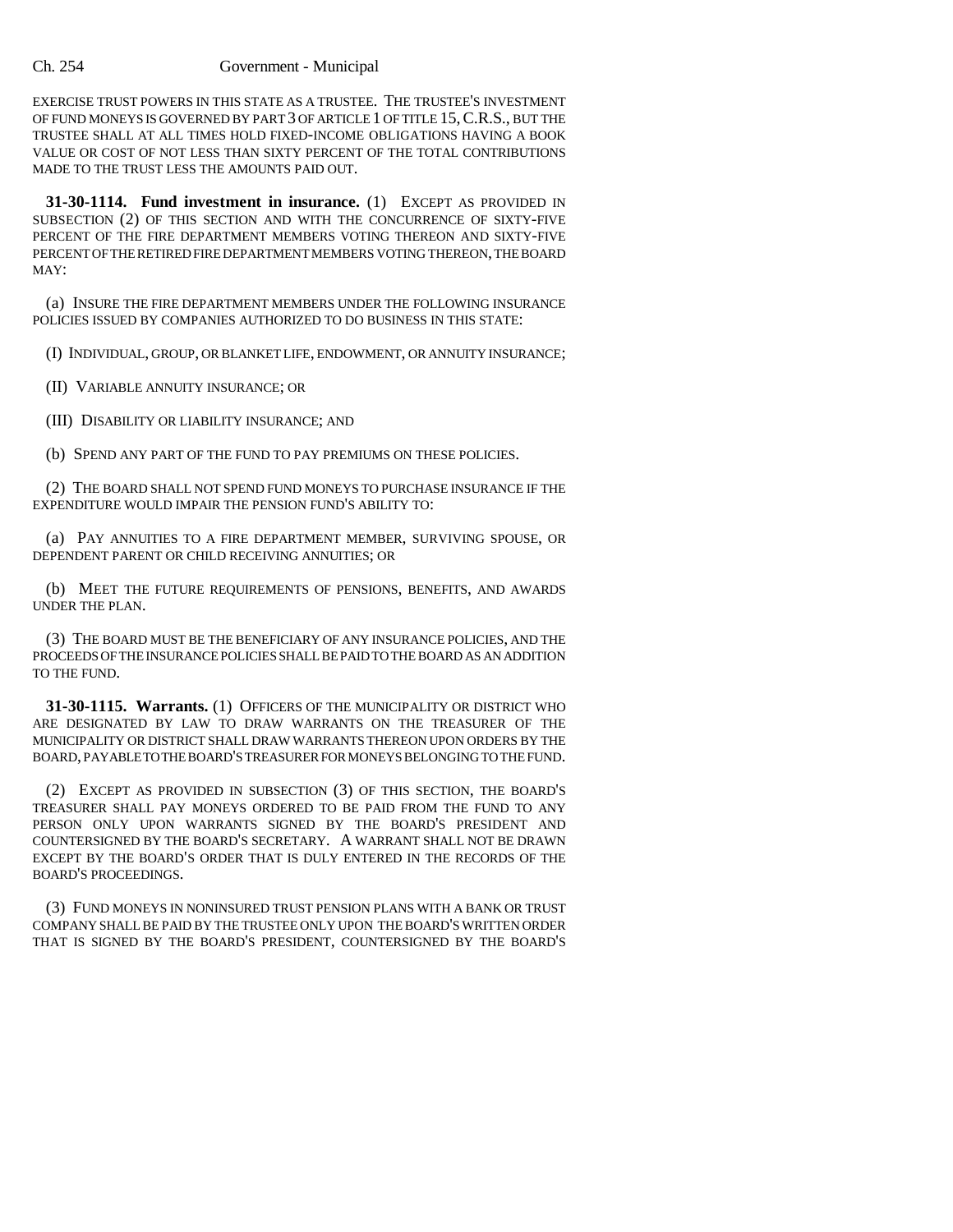EXERCISE TRUST POWERS IN THIS STATE AS A TRUSTEE. THE TRUSTEE'S INVESTMENT OF FUND MONEYS IS GOVERNED BY PART 3 OF ARTICLE 1 OF TITLE 15, C.R.S., BUT THE TRUSTEE SHALL AT ALL TIMES HOLD FIXED-INCOME OBLIGATIONS HAVING A BOOK VALUE OR COST OF NOT LESS THAN SIXTY PERCENT OF THE TOTAL CONTRIBUTIONS MADE TO THE TRUST LESS THE AMOUNTS PAID OUT.

**31-30-1114. Fund investment in insurance.** (1) EXCEPT AS PROVIDED IN SUBSECTION (2) OF THIS SECTION AND WITH THE CONCURRENCE OF SIXTY-FIVE PERCENT OF THE FIRE DEPARTMENT MEMBERS VOTING THEREON AND SIXTY-FIVE PERCENT OF THE RETIRED FIRE DEPARTMENT MEMBERS VOTING THEREON, THE BOARD MAY:

(a) INSURE THE FIRE DEPARTMENT MEMBERS UNDER THE FOLLOWING INSURANCE POLICIES ISSUED BY COMPANIES AUTHORIZED TO DO BUSINESS IN THIS STATE:

(I) INDIVIDUAL, GROUP, OR BLANKET LIFE, ENDOWMENT, OR ANNUITY INSURANCE;

(II) VARIABLE ANNUITY INSURANCE; OR

(III) DISABILITY OR LIABILITY INSURANCE; AND

(b) SPEND ANY PART OF THE FUND TO PAY PREMIUMS ON THESE POLICIES.

(2) THE BOARD SHALL NOT SPEND FUND MONEYS TO PURCHASE INSURANCE IF THE EXPENDITURE WOULD IMPAIR THE PENSION FUND'S ABILITY TO:

(a) PAY ANNUITIES TO A FIRE DEPARTMENT MEMBER, SURVIVING SPOUSE, OR DEPENDENT PARENT OR CHILD RECEIVING ANNUITIES; OR

(b) MEET THE FUTURE REQUIREMENTS OF PENSIONS, BENEFITS, AND AWARDS UNDER THE PLAN.

(3) THE BOARD MUST BE THE BENEFICIARY OF ANY INSURANCE POLICIES, AND THE PROCEEDS OF THE INSURANCE POLICIES SHALL BE PAID TO THE BOARD AS AN ADDITION TO THE FUND.

**31-30-1115. Warrants.** (1) OFFICERS OF THE MUNICIPALITY OR DISTRICT WHO ARE DESIGNATED BY LAW TO DRAW WARRANTS ON THE TREASURER OF THE MUNICIPALITY OR DISTRICT SHALL DRAW WARRANTS THEREON UPON ORDERS BY THE BOARD, PAYABLE TO THE BOARD'S TREASURER FOR MONEYS BELONGING TO THE FUND.

(2) EXCEPT AS PROVIDED IN SUBSECTION (3) OF THIS SECTION, THE BOARD'S TREASURER SHALL PAY MONEYS ORDERED TO BE PAID FROM THE FUND TO ANY PERSON ONLY UPON WARRANTS SIGNED BY THE BOARD'S PRESIDENT AND COUNTERSIGNED BY THE BOARD'S SECRETARY. A WARRANT SHALL NOT BE DRAWN EXCEPT BY THE BOARD'S ORDER THAT IS DULY ENTERED IN THE RECORDS OF THE BOARD'S PROCEEDINGS.

(3) FUND MONEYS IN NONINSURED TRUST PENSION PLANS WITH A BANK OR TRUST COMPANY SHALL BE PAID BY THE TRUSTEE ONLY UPON THE BOARD'S WRITTEN ORDER THAT IS SIGNED BY THE BOARD'S PRESIDENT, COUNTERSIGNED BY THE BOARD'S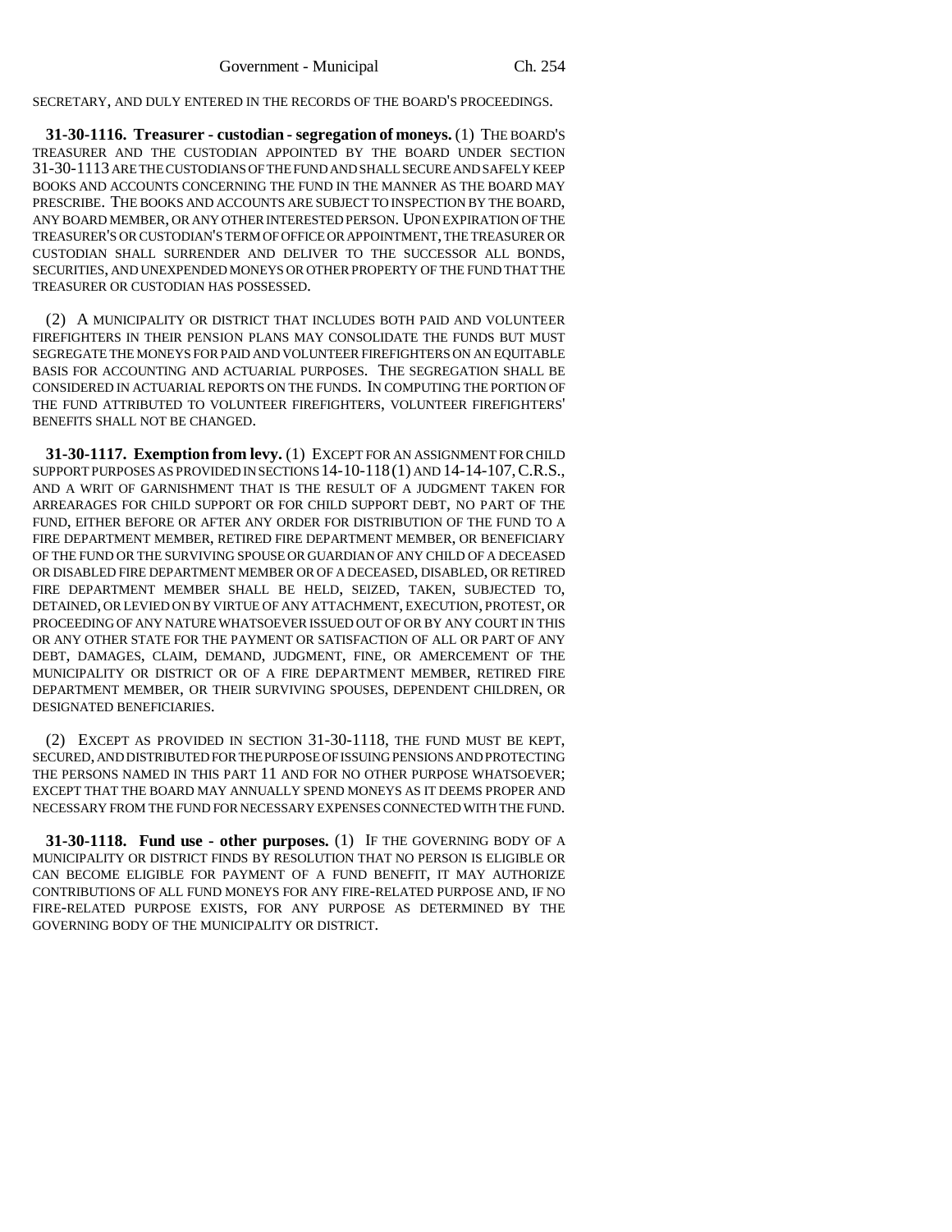SECRETARY, AND DULY ENTERED IN THE RECORDS OF THE BOARD'S PROCEEDINGS.

**31-30-1116. Treasurer - custodian - segregation of moneys.** (1) THE BOARD'S TREASURER AND THE CUSTODIAN APPOINTED BY THE BOARD UNDER SECTION 31-30-1113 ARE THE CUSTODIANS OF THE FUND AND SHALL SECURE AND SAFELY KEEP BOOKS AND ACCOUNTS CONCERNING THE FUND IN THE MANNER AS THE BOARD MAY PRESCRIBE. THE BOOKS AND ACCOUNTS ARE SUBJECT TO INSPECTION BY THE BOARD, ANY BOARD MEMBER, OR ANY OTHER INTERESTED PERSON. UPON EXPIRATION OF THE TREASURER'S OR CUSTODIAN'S TERM OF OFFICE OR APPOINTMENT, THE TREASURER OR CUSTODIAN SHALL SURRENDER AND DELIVER TO THE SUCCESSOR ALL BONDS, SECURITIES, AND UNEXPENDED MONEYS OR OTHER PROPERTY OF THE FUND THAT THE TREASURER OR CUSTODIAN HAS POSSESSED.

(2) A MUNICIPALITY OR DISTRICT THAT INCLUDES BOTH PAID AND VOLUNTEER FIREFIGHTERS IN THEIR PENSION PLANS MAY CONSOLIDATE THE FUNDS BUT MUST SEGREGATE THE MONEYS FOR PAID AND VOLUNTEER FIREFIGHTERS ON AN EQUITABLE BASIS FOR ACCOUNTING AND ACTUARIAL PURPOSES. THE SEGREGATION SHALL BE CONSIDERED IN ACTUARIAL REPORTS ON THE FUNDS. IN COMPUTING THE PORTION OF THE FUND ATTRIBUTED TO VOLUNTEER FIREFIGHTERS, VOLUNTEER FIREFIGHTERS' BENEFITS SHALL NOT BE CHANGED.

**31-30-1117. Exemption from levy.** (1) EXCEPT FOR AN ASSIGNMENT FOR CHILD SUPPORT PURPOSES AS PROVIDED IN SECTIONS 14-10-118 (1) AND 14-14-107, C.R.S., AND A WRIT OF GARNISHMENT THAT IS THE RESULT OF A JUDGMENT TAKEN FOR ARREARAGES FOR CHILD SUPPORT OR FOR CHILD SUPPORT DEBT, NO PART OF THE FUND, EITHER BEFORE OR AFTER ANY ORDER FOR DISTRIBUTION OF THE FUND TO A FIRE DEPARTMENT MEMBER, RETIRED FIRE DEPARTMENT MEMBER, OR BENEFICIARY OF THE FUND OR THE SURVIVING SPOUSE OR GUARDIAN OF ANY CHILD OF A DECEASED OR DISABLED FIRE DEPARTMENT MEMBER OR OF A DECEASED, DISABLED, OR RETIRED FIRE DEPARTMENT MEMBER SHALL BE HELD, SEIZED, TAKEN, SUBJECTED TO, DETAINED, OR LEVIED ON BY VIRTUE OF ANY ATTACHMENT, EXECUTION, PROTEST, OR PROCEEDING OF ANY NATURE WHATSOEVER ISSUED OUT OF OR BY ANY COURT IN THIS OR ANY OTHER STATE FOR THE PAYMENT OR SATISFACTION OF ALL OR PART OF ANY DEBT, DAMAGES, CLAIM, DEMAND, JUDGMENT, FINE, OR AMERCEMENT OF THE MUNICIPALITY OR DISTRICT OR OF A FIRE DEPARTMENT MEMBER, RETIRED FIRE DEPARTMENT MEMBER, OR THEIR SURVIVING SPOUSES, DEPENDENT CHILDREN, OR DESIGNATED BENEFICIARIES.

(2) EXCEPT AS PROVIDED IN SECTION 31-30-1118, THE FUND MUST BE KEPT, SECURED, AND DISTRIBUTED FOR THE PURPOSE OF ISSUING PENSIONS AND PROTECTING THE PERSONS NAMED IN THIS PART 11 AND FOR NO OTHER PURPOSE WHATSOEVER; EXCEPT THAT THE BOARD MAY ANNUALLY SPEND MONEYS AS IT DEEMS PROPER AND NECESSARY FROM THE FUND FOR NECESSARY EXPENSES CONNECTED WITH THE FUND.

**31-30-1118. Fund use - other purposes.** (1) IF THE GOVERNING BODY OF A MUNICIPALITY OR DISTRICT FINDS BY RESOLUTION THAT NO PERSON IS ELIGIBLE OR CAN BECOME ELIGIBLE FOR PAYMENT OF A FUND BENEFIT, IT MAY AUTHORIZE CONTRIBUTIONS OF ALL FUND MONEYS FOR ANY FIRE-RELATED PURPOSE AND, IF NO FIRE-RELATED PURPOSE EXISTS, FOR ANY PURPOSE AS DETERMINED BY THE GOVERNING BODY OF THE MUNICIPALITY OR DISTRICT.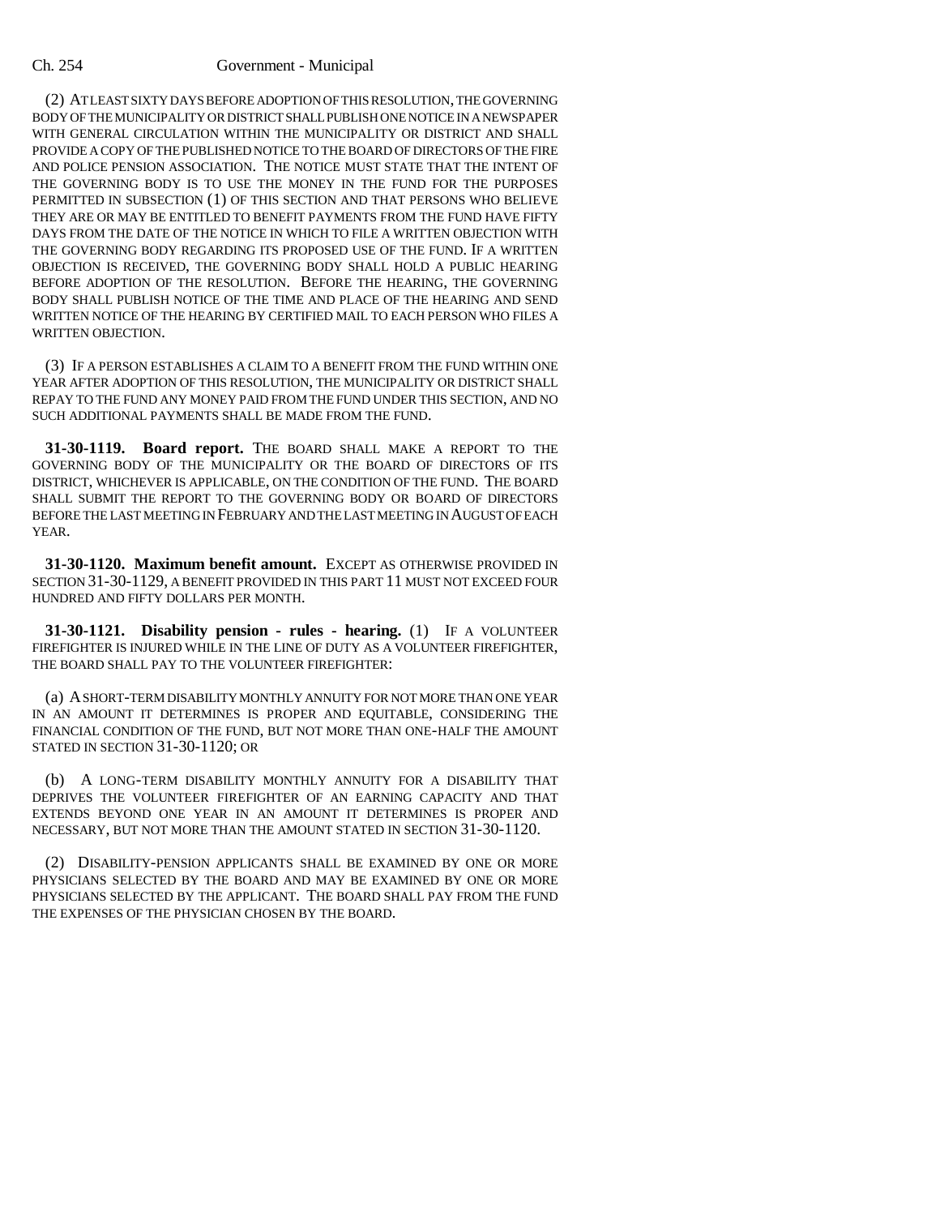(2) AT LEAST SIXTY DAYS BEFORE ADOPTION OF THIS RESOLUTION, THE GOVERNING BODY OF THE MUNICIPALITY OR DISTRICT SHALL PUBLISH ONE NOTICE IN A NEWSPAPER WITH GENERAL CIRCULATION WITHIN THE MUNICIPALITY OR DISTRICT AND SHALL PROVIDE A COPY OF THE PUBLISHED NOTICE TO THE BOARD OF DIRECTORS OF THE FIRE AND POLICE PENSION ASSOCIATION. THE NOTICE MUST STATE THAT THE INTENT OF THE GOVERNING BODY IS TO USE THE MONEY IN THE FUND FOR THE PURPOSES PERMITTED IN SUBSECTION (1) OF THIS SECTION AND THAT PERSONS WHO BELIEVE THEY ARE OR MAY BE ENTITLED TO BENEFIT PAYMENTS FROM THE FUND HAVE FIFTY DAYS FROM THE DATE OF THE NOTICE IN WHICH TO FILE A WRITTEN OBJECTION WITH THE GOVERNING BODY REGARDING ITS PROPOSED USE OF THE FUND. IF A WRITTEN OBJECTION IS RECEIVED, THE GOVERNING BODY SHALL HOLD A PUBLIC HEARING BEFORE ADOPTION OF THE RESOLUTION. BEFORE THE HEARING, THE GOVERNING BODY SHALL PUBLISH NOTICE OF THE TIME AND PLACE OF THE HEARING AND SEND WRITTEN NOTICE OF THE HEARING BY CERTIFIED MAIL TO EACH PERSON WHO FILES A WRITTEN OBJECTION.

(3) IF A PERSON ESTABLISHES A CLAIM TO A BENEFIT FROM THE FUND WITHIN ONE YEAR AFTER ADOPTION OF THIS RESOLUTION, THE MUNICIPALITY OR DISTRICT SHALL REPAY TO THE FUND ANY MONEY PAID FROM THE FUND UNDER THIS SECTION, AND NO SUCH ADDITIONAL PAYMENTS SHALL BE MADE FROM THE FUND.

**31-30-1119. Board report.** THE BOARD SHALL MAKE A REPORT TO THE GOVERNING BODY OF THE MUNICIPALITY OR THE BOARD OF DIRECTORS OF ITS DISTRICT, WHICHEVER IS APPLICABLE, ON THE CONDITION OF THE FUND. THE BOARD SHALL SUBMIT THE REPORT TO THE GOVERNING BODY OR BOARD OF DIRECTORS BEFORE THE LAST MEETING IN FEBRUARY AND THE LAST MEETING IN AUGUST OF EACH YEAR.

**31-30-1120. Maximum benefit amount.** EXCEPT AS OTHERWISE PROVIDED IN SECTION 31-30-1129, A BENEFIT PROVIDED IN THIS PART 11 MUST NOT EXCEED FOUR HUNDRED AND FIFTY DOLLARS PER MONTH.

**31-30-1121. Disability pension - rules - hearing.** (1) IF A VOLUNTEER FIREFIGHTER IS INJURED WHILE IN THE LINE OF DUTY AS A VOLUNTEER FIREFIGHTER, THE BOARD SHALL PAY TO THE VOLUNTEER FIREFIGHTER:

(a) A SHORT-TERM DISABILITY MONTHLY ANNUITY FOR NOT MORE THAN ONE YEAR IN AN AMOUNT IT DETERMINES IS PROPER AND EQUITABLE, CONSIDERING THE FINANCIAL CONDITION OF THE FUND, BUT NOT MORE THAN ONE-HALF THE AMOUNT STATED IN SECTION 31-30-1120; OR

(b) A LONG-TERM DISABILITY MONTHLY ANNUITY FOR A DISABILITY THAT DEPRIVES THE VOLUNTEER FIREFIGHTER OF AN EARNING CAPACITY AND THAT EXTENDS BEYOND ONE YEAR IN AN AMOUNT IT DETERMINES IS PROPER AND NECESSARY, BUT NOT MORE THAN THE AMOUNT STATED IN SECTION 31-30-1120.

(2) DISABILITY-PENSION APPLICANTS SHALL BE EXAMINED BY ONE OR MORE PHYSICIANS SELECTED BY THE BOARD AND MAY BE EXAMINED BY ONE OR MORE PHYSICIANS SELECTED BY THE APPLICANT. THE BOARD SHALL PAY FROM THE FUND THE EXPENSES OF THE PHYSICIAN CHOSEN BY THE BOARD.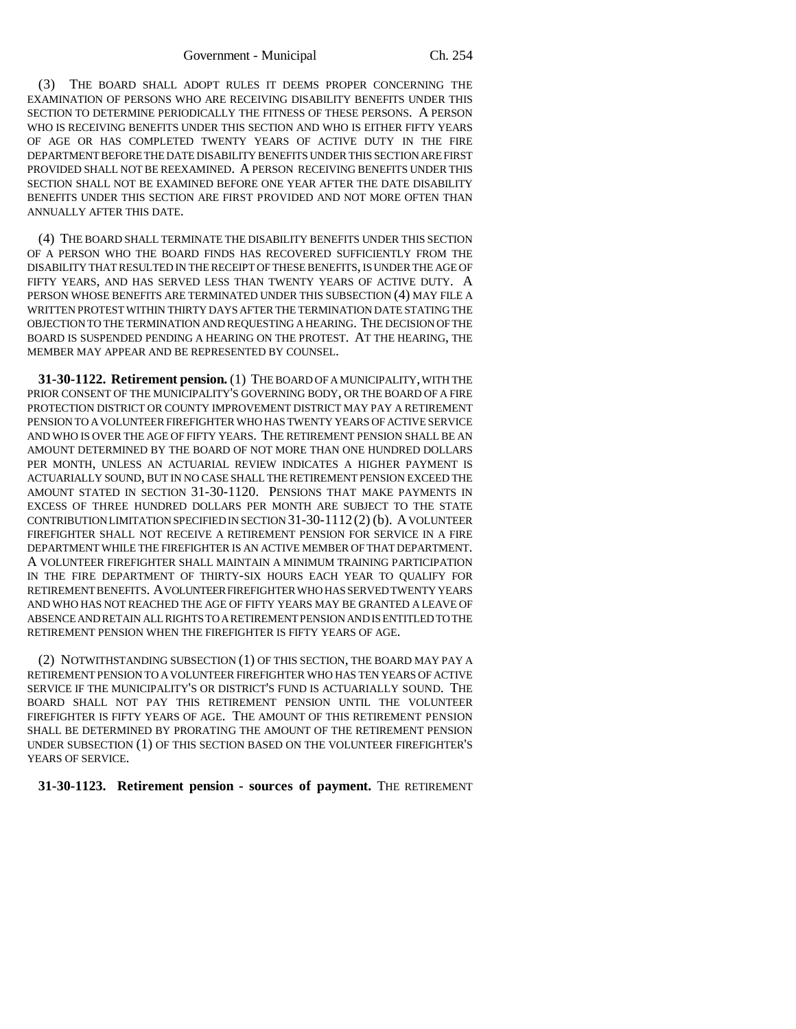(3) THE BOARD SHALL ADOPT RULES IT DEEMS PROPER CONCERNING THE EXAMINATION OF PERSONS WHO ARE RECEIVING DISABILITY BENEFITS UNDER THIS SECTION TO DETERMINE PERIODICALLY THE FITNESS OF THESE PERSONS. A PERSON WHO IS RECEIVING BENEFITS UNDER THIS SECTION AND WHO IS EITHER FIFTY YEARS OF AGE OR HAS COMPLETED TWENTY YEARS OF ACTIVE DUTY IN THE FIRE DEPARTMENT BEFORE THE DATE DISABILITY BENEFITS UNDER THIS SECTION ARE FIRST PROVIDED SHALL NOT BE REEXAMINED. A PERSON RECEIVING BENEFITS UNDER THIS SECTION SHALL NOT BE EXAMINED BEFORE ONE YEAR AFTER THE DATE DISABILITY BENEFITS UNDER THIS SECTION ARE FIRST PROVIDED AND NOT MORE OFTEN THAN ANNUALLY AFTER THIS DATE.

(4) THE BOARD SHALL TERMINATE THE DISABILITY BENEFITS UNDER THIS SECTION OF A PERSON WHO THE BOARD FINDS HAS RECOVERED SUFFICIENTLY FROM THE DISABILITY THAT RESULTED IN THE RECEIPT OF THESE BENEFITS, IS UNDER THE AGE OF FIFTY YEARS, AND HAS SERVED LESS THAN TWENTY YEARS OF ACTIVE DUTY. A PERSON WHOSE BENEFITS ARE TERMINATED UNDER THIS SUBSECTION (4) MAY FILE A WRITTEN PROTEST WITHIN THIRTY DAYS AFTER THE TERMINATION DATE STATING THE OBJECTION TO THE TERMINATION AND REQUESTING A HEARING. THE DECISION OF THE BOARD IS SUSPENDED PENDING A HEARING ON THE PROTEST. AT THE HEARING, THE MEMBER MAY APPEAR AND BE REPRESENTED BY COUNSEL.

**31-30-1122. Retirement pension.** (1) THE BOARD OF A MUNICIPALITY, WITH THE PRIOR CONSENT OF THE MUNICIPALITY'S GOVERNING BODY, OR THE BOARD OF A FIRE PROTECTION DISTRICT OR COUNTY IMPROVEMENT DISTRICT MAY PAY A RETIREMENT PENSION TO A VOLUNTEER FIREFIGHTER WHO HAS TWENTY YEARS OF ACTIVE SERVICE AND WHO IS OVER THE AGE OF FIFTY YEARS. THE RETIREMENT PENSION SHALL BE AN AMOUNT DETERMINED BY THE BOARD OF NOT MORE THAN ONE HUNDRED DOLLARS PER MONTH, UNLESS AN ACTUARIAL REVIEW INDICATES A HIGHER PAYMENT IS ACTUARIALLY SOUND, BUT IN NO CASE SHALL THE RETIREMENT PENSION EXCEED THE AMOUNT STATED IN SECTION 31-30-1120. PENSIONS THAT MAKE PAYMENTS IN EXCESS OF THREE HUNDRED DOLLARS PER MONTH ARE SUBJECT TO THE STATE CONTRIBUTION LIMITATION SPECIFIED IN SECTION 31-30-1112 (2) (b). A VOLUNTEER FIREFIGHTER SHALL NOT RECEIVE A RETIREMENT PENSION FOR SERVICE IN A FIRE DEPARTMENT WHILE THE FIREFIGHTER IS AN ACTIVE MEMBER OF THAT DEPARTMENT. A VOLUNTEER FIREFIGHTER SHALL MAINTAIN A MINIMUM TRAINING PARTICIPATION IN THE FIRE DEPARTMENT OF THIRTY-SIX HOURS EACH YEAR TO QUALIFY FOR RETIREMENT BENEFITS. A VOLUNTEER FIREFIGHTER WHO HAS SERVED TWENTY YEARS AND WHO HAS NOT REACHED THE AGE OF FIFTY YEARS MAY BE GRANTED A LEAVE OF ABSENCE AND RETAIN ALL RIGHTS TO A RETIREMENT PENSION AND IS ENTITLED TO THE RETIREMENT PENSION WHEN THE FIREFIGHTER IS FIFTY YEARS OF AGE.

(2) NOTWITHSTANDING SUBSECTION (1) OF THIS SECTION, THE BOARD MAY PAY A RETIREMENT PENSION TO A VOLUNTEER FIREFIGHTER WHO HAS TEN YEARS OF ACTIVE SERVICE IF THE MUNICIPALITY'S OR DISTRICT'S FUND IS ACTUARIALLY SOUND. THE BOARD SHALL NOT PAY THIS RETIREMENT PENSION UNTIL THE VOLUNTEER FIREFIGHTER IS FIFTY YEARS OF AGE. THE AMOUNT OF THIS RETIREMENT PENSION SHALL BE DETERMINED BY PRORATING THE AMOUNT OF THE RETIREMENT PENSION UNDER SUBSECTION (1) OF THIS SECTION BASED ON THE VOLUNTEER FIREFIGHTER'S YEARS OF SERVICE.

**31-30-1123. Retirement pension - sources of payment.** THE RETIREMENT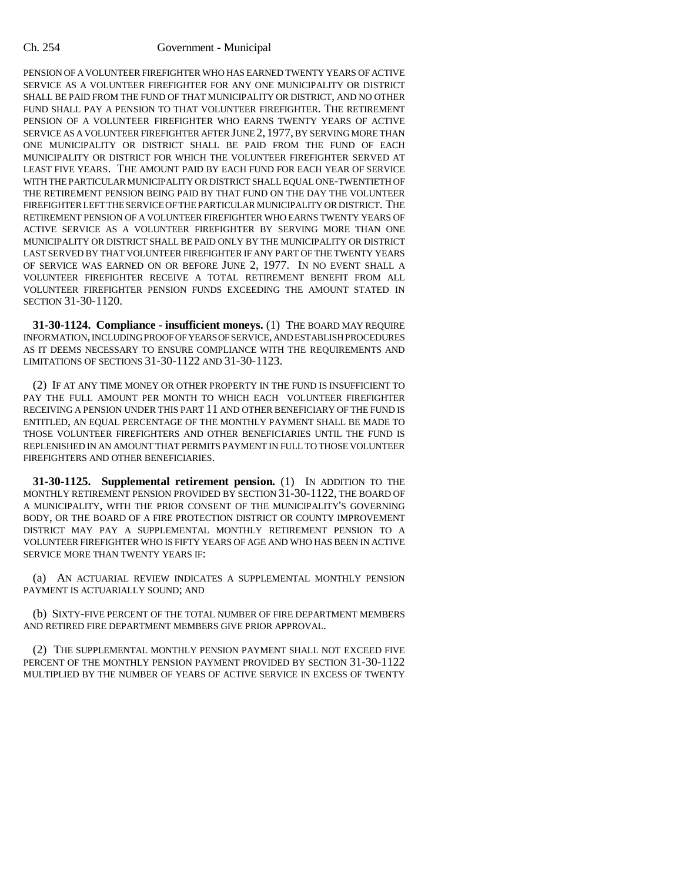PENSION OF A VOLUNTEER FIREFIGHTER WHO HAS EARNED TWENTY YEARS OF ACTIVE SERVICE AS A VOLUNTEER FIREFIGHTER FOR ANY ONE MUNICIPALITY OR DISTRICT SHALL BE PAID FROM THE FUND OF THAT MUNICIPALITY OR DISTRICT, AND NO OTHER FUND SHALL PAY A PENSION TO THAT VOLUNTEER FIREFIGHTER. THE RETIREMENT PENSION OF A VOLUNTEER FIREFIGHTER WHO EARNS TWENTY YEARS OF ACTIVE SERVICE AS A VOLUNTEER FIREFIGHTER AFTER JUNE 2, 1977, BY SERVING MORE THAN ONE MUNICIPALITY OR DISTRICT SHALL BE PAID FROM THE FUND OF EACH MUNICIPALITY OR DISTRICT FOR WHICH THE VOLUNTEER FIREFIGHTER SERVED AT LEAST FIVE YEARS. THE AMOUNT PAID BY EACH FUND FOR EACH YEAR OF SERVICE WITH THE PARTICULAR MUNICIPALITY OR DISTRICT SHALL EQUAL ONE-TWENTIETH OF THE RETIREMENT PENSION BEING PAID BY THAT FUND ON THE DAY THE VOLUNTEER FIREFIGHTER LEFT THE SERVICE OF THE PARTICULAR MUNICIPALITY OR DISTRICT. THE RETIREMENT PENSION OF A VOLUNTEER FIREFIGHTER WHO EARNS TWENTY YEARS OF ACTIVE SERVICE AS A VOLUNTEER FIREFIGHTER BY SERVING MORE THAN ONE MUNICIPALITY OR DISTRICT SHALL BE PAID ONLY BY THE MUNICIPALITY OR DISTRICT LAST SERVED BY THAT VOLUNTEER FIREFIGHTER IF ANY PART OF THE TWENTY YEARS OF SERVICE WAS EARNED ON OR BEFORE JUNE 2, 1977. IN NO EVENT SHALL A VOLUNTEER FIREFIGHTER RECEIVE A TOTAL RETIREMENT BENEFIT FROM ALL VOLUNTEER FIREFIGHTER PENSION FUNDS EXCEEDING THE AMOUNT STATED IN SECTION 31-30-1120.

**31-30-1124. Compliance - insufficient moneys.** (1) THE BOARD MAY REQUIRE INFORMATION, INCLUDING PROOF OF YEARS OF SERVICE, AND ESTABLISH PROCEDURES AS IT DEEMS NECESSARY TO ENSURE COMPLIANCE WITH THE REQUIREMENTS AND LIMITATIONS OF SECTIONS 31-30-1122 AND 31-30-1123.

(2) IF AT ANY TIME MONEY OR OTHER PROPERTY IN THE FUND IS INSUFFICIENT TO PAY THE FULL AMOUNT PER MONTH TO WHICH EACH VOLUNTEER FIREFIGHTER RECEIVING A PENSION UNDER THIS PART 11 AND OTHER BENEFICIARY OF THE FUND IS ENTITLED, AN EQUAL PERCENTAGE OF THE MONTHLY PAYMENT SHALL BE MADE TO THOSE VOLUNTEER FIREFIGHTERS AND OTHER BENEFICIARIES UNTIL THE FUND IS REPLENISHED IN AN AMOUNT THAT PERMITS PAYMENT IN FULL TO THOSE VOLUNTEER FIREFIGHTERS AND OTHER BENEFICIARIES.

**31-30-1125. Supplemental retirement pension.** (1) IN ADDITION TO THE MONTHLY RETIREMENT PENSION PROVIDED BY SECTION 31-30-1122, THE BOARD OF A MUNICIPALITY, WITH THE PRIOR CONSENT OF THE MUNICIPALITY'S GOVERNING BODY, OR THE BOARD OF A FIRE PROTECTION DISTRICT OR COUNTY IMPROVEMENT DISTRICT MAY PAY A SUPPLEMENTAL MONTHLY RETIREMENT PENSION TO A VOLUNTEER FIREFIGHTER WHO IS FIFTY YEARS OF AGE AND WHO HAS BEEN IN ACTIVE SERVICE MORE THAN TWENTY YEARS IF:

(a) AN ACTUARIAL REVIEW INDICATES A SUPPLEMENTAL MONTHLY PENSION PAYMENT IS ACTUARIALLY SOUND; AND

(b) SIXTY-FIVE PERCENT OF THE TOTAL NUMBER OF FIRE DEPARTMENT MEMBERS AND RETIRED FIRE DEPARTMENT MEMBERS GIVE PRIOR APPROVAL.

(2) THE SUPPLEMENTAL MONTHLY PENSION PAYMENT SHALL NOT EXCEED FIVE PERCENT OF THE MONTHLY PENSION PAYMENT PROVIDED BY SECTION 31-30-1122 MULTIPLIED BY THE NUMBER OF YEARS OF ACTIVE SERVICE IN EXCESS OF TWENTY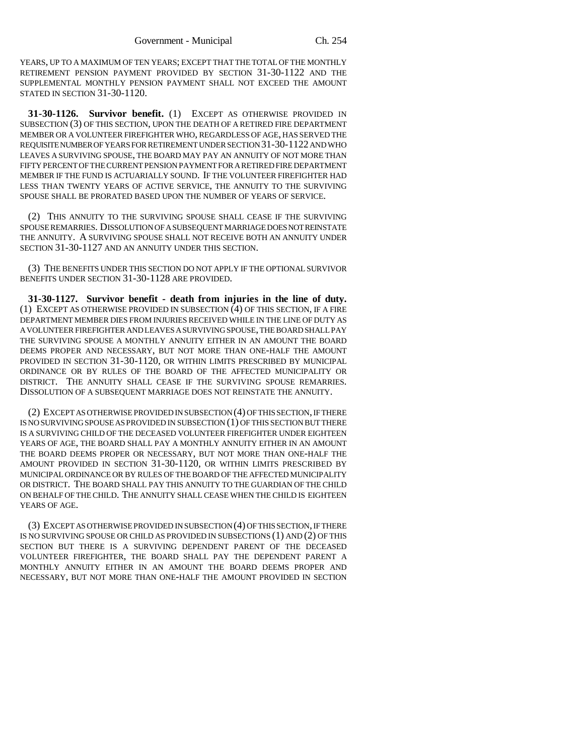YEARS, UP TO A MAXIMUM OF TEN YEARS; EXCEPT THAT THE TOTAL OF THE MONTHLY RETIREMENT PENSION PAYMENT PROVIDED BY SECTION 31-30-1122 AND THE SUPPLEMENTAL MONTHLY PENSION PAYMENT SHALL NOT EXCEED THE AMOUNT STATED IN SECTION 31-30-1120.

**31-30-1126. Survivor benefit.** (1) EXCEPT AS OTHERWISE PROVIDED IN SUBSECTION (3) OF THIS SECTION, UPON THE DEATH OF A RETIRED FIRE DEPARTMENT MEMBER OR A VOLUNTEER FIREFIGHTER WHO, REGARDLESS OF AGE, HAS SERVED THE REQUISITE NUMBER OF YEARS FOR RETIREMENT UNDER SECTION 31-30-1122 AND WHO LEAVES A SURVIVING SPOUSE, THE BOARD MAY PAY AN ANNUITY OF NOT MORE THAN FIFTY PERCENT OF THE CURRENT PENSION PAYMENT FOR A RETIRED FIRE DEPARTMENT MEMBER IF THE FUND IS ACTUARIALLY SOUND. IF THE VOLUNTEER FIREFIGHTER HAD LESS THAN TWENTY YEARS OF ACTIVE SERVICE, THE ANNUITY TO THE SURVIVING SPOUSE SHALL BE PRORATED BASED UPON THE NUMBER OF YEARS OF SERVICE.

(2) THIS ANNUITY TO THE SURVIVING SPOUSE SHALL CEASE IF THE SURVIVING SPOUSE REMARRIES. DISSOLUTION OF A SUBSEQUENT MARRIAGE DOES NOT REINSTATE THE ANNUITY. A SURVIVING SPOUSE SHALL NOT RECEIVE BOTH AN ANNUITY UNDER SECTION 31-30-1127 AND AN ANNUITY UNDER THIS SECTION.

(3) THE BENEFITS UNDER THIS SECTION DO NOT APPLY IF THE OPTIONAL SURVIVOR BENEFITS UNDER SECTION 31-30-1128 ARE PROVIDED.

**31-30-1127. Survivor benefit - death from injuries in the line of duty.** (1) EXCEPT AS OTHERWISE PROVIDED IN SUBSECTION (4) OF THIS SECTION, IF A FIRE DEPARTMENT MEMBER DIES FROM INJURIES RECEIVED WHILE IN THE LINE OF DUTY AS A VOLUNTEER FIREFIGHTER AND LEAVES A SURVIVING SPOUSE, THE BOARD SHALL PAY THE SURVIVING SPOUSE A MONTHLY ANNUITY EITHER IN AN AMOUNT THE BOARD DEEMS PROPER AND NECESSARY, BUT NOT MORE THAN ONE-HALF THE AMOUNT PROVIDED IN SECTION 31-30-1120, OR WITHIN LIMITS PRESCRIBED BY MUNICIPAL ORDINANCE OR BY RULES OF THE BOARD OF THE AFFECTED MUNICIPALITY OR DISTRICT. THE ANNUITY SHALL CEASE IF THE SURVIVING SPOUSE REMARRIES. DISSOLUTION OF A SUBSEQUENT MARRIAGE DOES NOT REINSTATE THE ANNUITY.

(2) EXCEPT AS OTHERWISE PROVIDED IN SUBSECTION (4) OF THIS SECTION, IF THERE IS NO SURVIVING SPOUSE AS PROVIDED IN SUBSECTION (1) OF THIS SECTION BUT THERE IS A SURVIVING CHILD OF THE DECEASED VOLUNTEER FIREFIGHTER UNDER EIGHTEEN YEARS OF AGE, THE BOARD SHALL PAY A MONTHLY ANNUITY EITHER IN AN AMOUNT THE BOARD DEEMS PROPER OR NECESSARY, BUT NOT MORE THAN ONE-HALF THE AMOUNT PROVIDED IN SECTION 31-30-1120, OR WITHIN LIMITS PRESCRIBED BY MUNICIPAL ORDINANCE OR BY RULES OF THE BOARD OF THE AFFECTED MUNICIPALITY OR DISTRICT. THE BOARD SHALL PAY THIS ANNUITY TO THE GUARDIAN OF THE CHILD ON BEHALF OF THE CHILD. THE ANNUITY SHALL CEASE WHEN THE CHILD IS EIGHTEEN YEARS OF AGE.

(3) EXCEPT AS OTHERWISE PROVIDED IN SUBSECTION (4) OF THIS SECTION, IF THERE IS NO SURVIVING SPOUSE OR CHILD AS PROVIDED IN SUBSECTIONS (1) AND (2) OF THIS SECTION BUT THERE IS A SURVIVING DEPENDENT PARENT OF THE DECEASED VOLUNTEER FIREFIGHTER, THE BOARD SHALL PAY THE DEPENDENT PARENT A MONTHLY ANNUITY EITHER IN AN AMOUNT THE BOARD DEEMS PROPER AND NECESSARY, BUT NOT MORE THAN ONE-HALF THE AMOUNT PROVIDED IN SECTION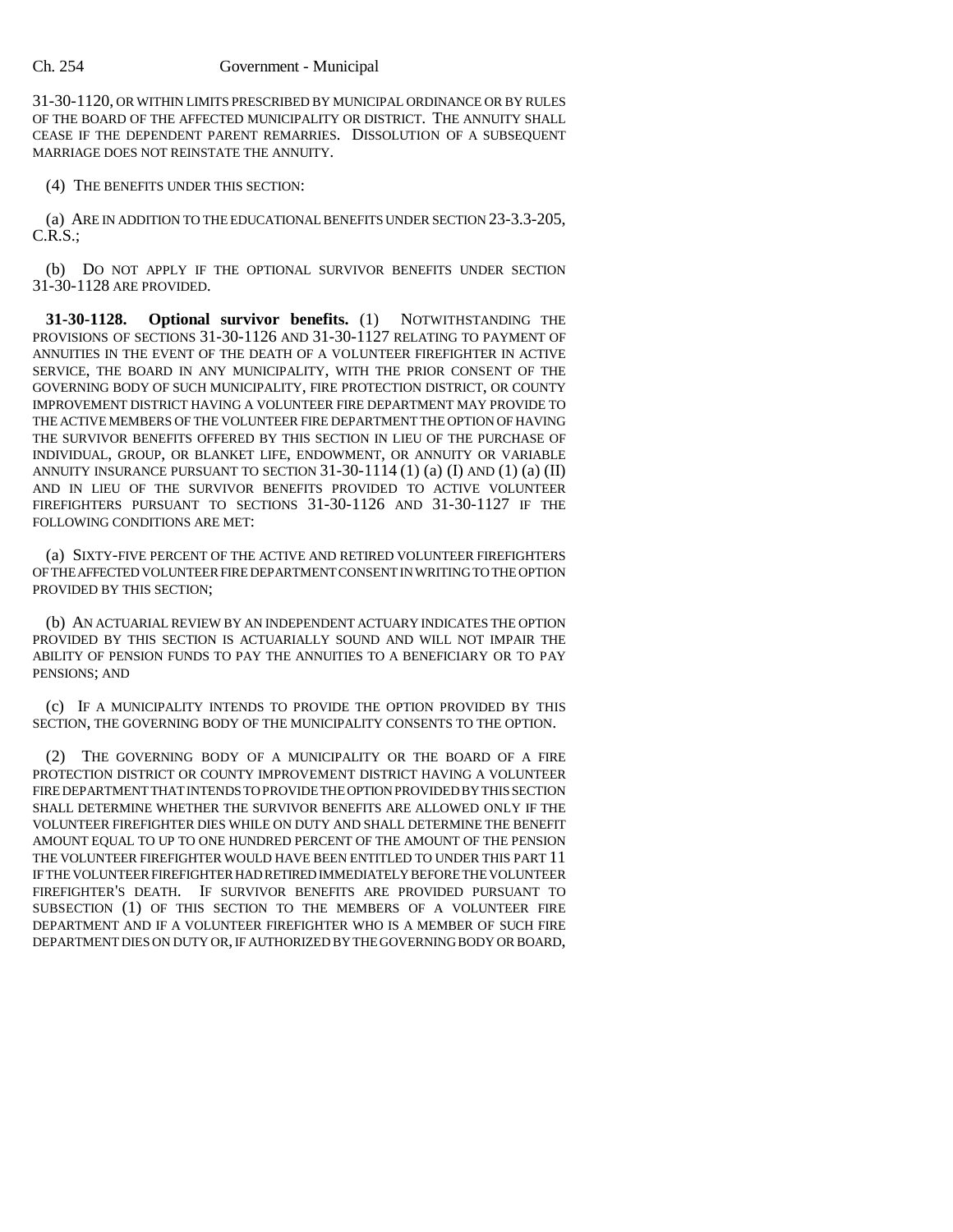31-30-1120, OR WITHIN LIMITS PRESCRIBED BY MUNICIPAL ORDINANCE OR BY RULES OF THE BOARD OF THE AFFECTED MUNICIPALITY OR DISTRICT. THE ANNUITY SHALL CEASE IF THE DEPENDENT PARENT REMARRIES. DISSOLUTION OF A SUBSEQUENT MARRIAGE DOES NOT REINSTATE THE ANNUITY.

(4) THE BENEFITS UNDER THIS SECTION:

(a) ARE IN ADDITION TO THE EDUCATIONAL BENEFITS UNDER SECTION 23-3.3-205, C.R.S.;

(b) DO NOT APPLY IF THE OPTIONAL SURVIVOR BENEFITS UNDER SECTION 31-30-1128 ARE PROVIDED.

**31-30-1128. Optional survivor benefits.** (1) NOTWITHSTANDING THE PROVISIONS OF SECTIONS 31-30-1126 AND 31-30-1127 RELATING TO PAYMENT OF ANNUITIES IN THE EVENT OF THE DEATH OF A VOLUNTEER FIREFIGHTER IN ACTIVE SERVICE, THE BOARD IN ANY MUNICIPALITY, WITH THE PRIOR CONSENT OF THE GOVERNING BODY OF SUCH MUNICIPALITY, FIRE PROTECTION DISTRICT, OR COUNTY IMPROVEMENT DISTRICT HAVING A VOLUNTEER FIRE DEPARTMENT MAY PROVIDE TO THE ACTIVE MEMBERS OF THE VOLUNTEER FIRE DEPARTMENT THE OPTION OF HAVING THE SURVIVOR BENEFITS OFFERED BY THIS SECTION IN LIEU OF THE PURCHASE OF INDIVIDUAL, GROUP, OR BLANKET LIFE, ENDOWMENT, OR ANNUITY OR VARIABLE ANNUITY INSURANCE PURSUANT TO SECTION 31-30-1114 (1) (a) (I) AND (1) (a) (II) AND IN LIEU OF THE SURVIVOR BENEFITS PROVIDED TO ACTIVE VOLUNTEER FIREFIGHTERS PURSUANT TO SECTIONS 31-30-1126 AND 31-30-1127 IF THE FOLLOWING CONDITIONS ARE MET:

(a) SIXTY-FIVE PERCENT OF THE ACTIVE AND RETIRED VOLUNTEER FIREFIGHTERS OF THE AFFECTED VOLUNTEER FIRE DEPARTMENT CONSENT IN WRITING TO THE OPTION PROVIDED BY THIS SECTION;

(b) AN ACTUARIAL REVIEW BY AN INDEPENDENT ACTUARY INDICATES THE OPTION PROVIDED BY THIS SECTION IS ACTUARIALLY SOUND AND WILL NOT IMPAIR THE ABILITY OF PENSION FUNDS TO PAY THE ANNUITIES TO A BENEFICIARY OR TO PAY PENSIONS; AND

(c) IF A MUNICIPALITY INTENDS TO PROVIDE THE OPTION PROVIDED BY THIS SECTION, THE GOVERNING BODY OF THE MUNICIPALITY CONSENTS TO THE OPTION.

(2) THE GOVERNING BODY OF A MUNICIPALITY OR THE BOARD OF A FIRE PROTECTION DISTRICT OR COUNTY IMPROVEMENT DISTRICT HAVING A VOLUNTEER FIRE DEPARTMENT THAT INTENDS TO PROVIDE THE OPTION PROVIDED BY THIS SECTION SHALL DETERMINE WHETHER THE SURVIVOR BENEFITS ARE ALLOWED ONLY IF THE VOLUNTEER FIREFIGHTER DIES WHILE ON DUTY AND SHALL DETERMINE THE BENEFIT AMOUNT EQUAL TO UP TO ONE HUNDRED PERCENT OF THE AMOUNT OF THE PENSION THE VOLUNTEER FIREFIGHTER WOULD HAVE BEEN ENTITLED TO UNDER THIS PART 11 IF THE VOLUNTEER FIREFIGHTER HAD RETIRED IMMEDIATELY BEFORE THE VOLUNTEER FIREFIGHTER'S DEATH. IF SURVIVOR BENEFITS ARE PROVIDED PURSUANT TO SUBSECTION (1) OF THIS SECTION TO THE MEMBERS OF A VOLUNTEER FIRE DEPARTMENT AND IF A VOLUNTEER FIREFIGHTER WHO IS A MEMBER OF SUCH FIRE DEPARTMENT DIES ON DUTY OR, IF AUTHORIZED BY THE GOVERNING BODY OR BOARD,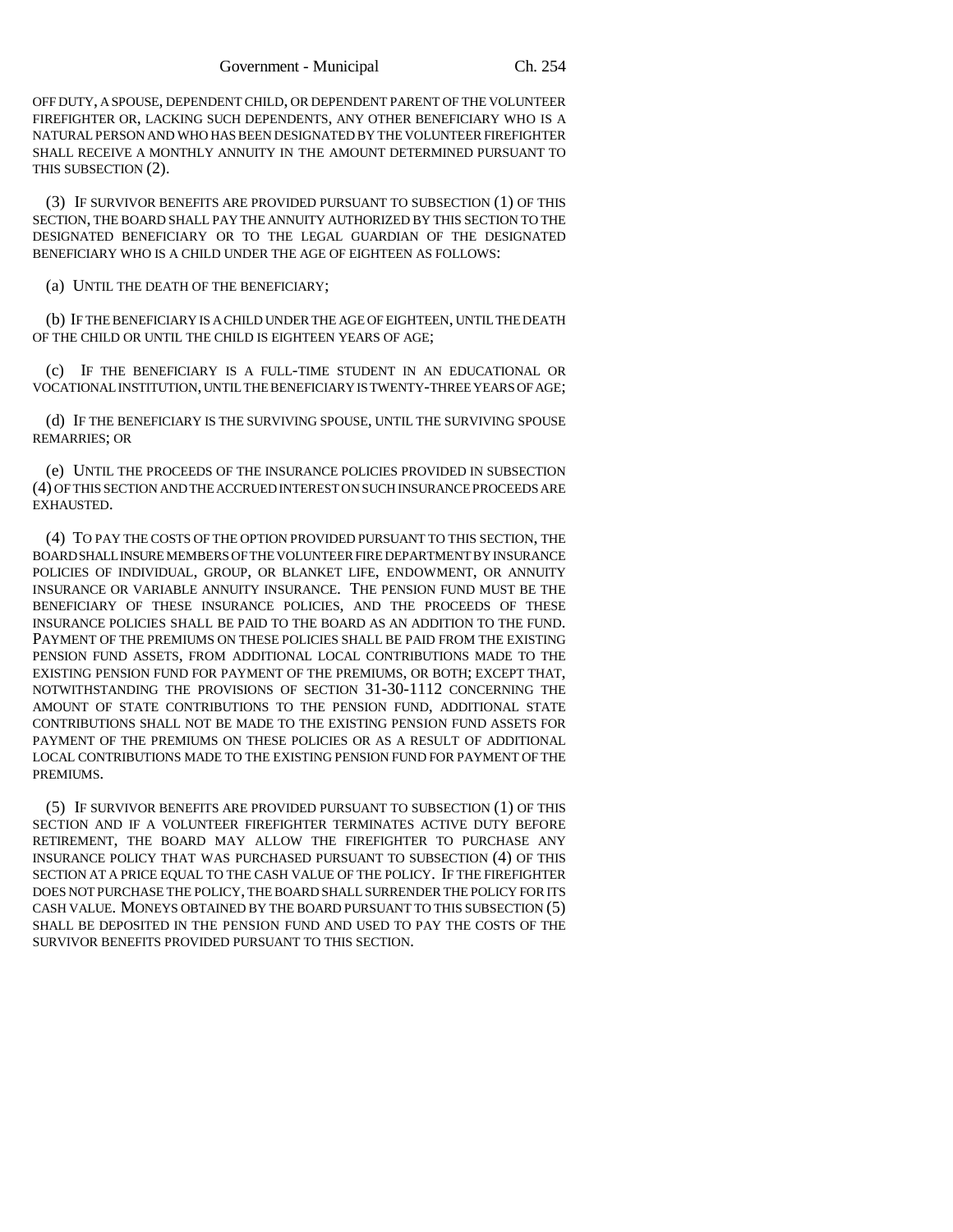OFF DUTY, A SPOUSE, DEPENDENT CHILD, OR DEPENDENT PARENT OF THE VOLUNTEER FIREFIGHTER OR, LACKING SUCH DEPENDENTS, ANY OTHER BENEFICIARY WHO IS A NATURAL PERSON AND WHO HAS BEEN DESIGNATED BY THE VOLUNTEER FIREFIGHTER SHALL RECEIVE A MONTHLY ANNUITY IN THE AMOUNT DETERMINED PURSUANT TO THIS SUBSECTION (2).

(3) IF SURVIVOR BENEFITS ARE PROVIDED PURSUANT TO SUBSECTION (1) OF THIS SECTION, THE BOARD SHALL PAY THE ANNUITY AUTHORIZED BY THIS SECTION TO THE DESIGNATED BENEFICIARY OR TO THE LEGAL GUARDIAN OF THE DESIGNATED BENEFICIARY WHO IS A CHILD UNDER THE AGE OF EIGHTEEN AS FOLLOWS:

(a) UNTIL THE DEATH OF THE BENEFICIARY;

(b) IF THE BENEFICIARY IS A CHILD UNDER THE AGE OF EIGHTEEN, UNTIL THE DEATH OF THE CHILD OR UNTIL THE CHILD IS EIGHTEEN YEARS OF AGE;

(c) IF THE BENEFICIARY IS A FULL-TIME STUDENT IN AN EDUCATIONAL OR VOCATIONAL INSTITUTION, UNTIL THE BENEFICIARY IS TWENTY-THREE YEARS OF AGE;

(d) IF THE BENEFICIARY IS THE SURVIVING SPOUSE, UNTIL THE SURVIVING SPOUSE REMARRIES; OR

(e) UNTIL THE PROCEEDS OF THE INSURANCE POLICIES PROVIDED IN SUBSECTION (4) OF THIS SECTION AND THE ACCRUED INTEREST ON SUCH INSURANCE PROCEEDS ARE EXHAUSTED.

(4) TO PAY THE COSTS OF THE OPTION PROVIDED PURSUANT TO THIS SECTION, THE BOARD SHALL INSURE MEMBERS OF THE VOLUNTEER FIRE DEPARTMENT BY INSURANCE POLICIES OF INDIVIDUAL, GROUP, OR BLANKET LIFE, ENDOWMENT, OR ANNUITY INSURANCE OR VARIABLE ANNUITY INSURANCE. THE PENSION FUND MUST BE THE BENEFICIARY OF THESE INSURANCE POLICIES, AND THE PROCEEDS OF THESE INSURANCE POLICIES SHALL BE PAID TO THE BOARD AS AN ADDITION TO THE FUND. PAYMENT OF THE PREMIUMS ON THESE POLICIES SHALL BE PAID FROM THE EXISTING PENSION FUND ASSETS, FROM ADDITIONAL LOCAL CONTRIBUTIONS MADE TO THE EXISTING PENSION FUND FOR PAYMENT OF THE PREMIUMS, OR BOTH; EXCEPT THAT, NOTWITHSTANDING THE PROVISIONS OF SECTION 31-30-1112 CONCERNING THE AMOUNT OF STATE CONTRIBUTIONS TO THE PENSION FUND, ADDITIONAL STATE CONTRIBUTIONS SHALL NOT BE MADE TO THE EXISTING PENSION FUND ASSETS FOR PAYMENT OF THE PREMIUMS ON THESE POLICIES OR AS A RESULT OF ADDITIONAL LOCAL CONTRIBUTIONS MADE TO THE EXISTING PENSION FUND FOR PAYMENT OF THE PREMIUMS.

(5) IF SURVIVOR BENEFITS ARE PROVIDED PURSUANT TO SUBSECTION (1) OF THIS SECTION AND IF A VOLUNTEER FIREFIGHTER TERMINATES ACTIVE DUTY BEFORE RETIREMENT, THE BOARD MAY ALLOW THE FIREFIGHTER TO PURCHASE ANY INSURANCE POLICY THAT WAS PURCHASED PURSUANT TO SUBSECTION (4) OF THIS SECTION AT A PRICE EQUAL TO THE CASH VALUE OF THE POLICY. IF THE FIREFIGHTER DOES NOT PURCHASE THE POLICY, THE BOARD SHALL SURRENDER THE POLICY FOR ITS CASH VALUE. MONEYS OBTAINED BY THE BOARD PURSUANT TO THIS SUBSECTION (5) SHALL BE DEPOSITED IN THE PENSION FUND AND USED TO PAY THE COSTS OF THE SURVIVOR BENEFITS PROVIDED PURSUANT TO THIS SECTION.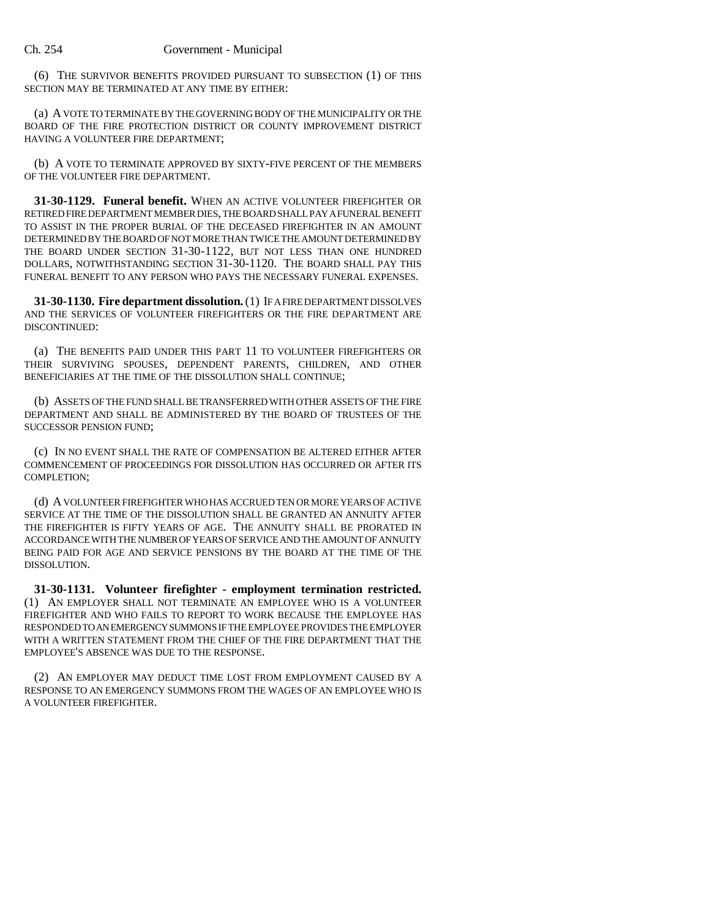(6) THE SURVIVOR BENEFITS PROVIDED PURSUANT TO SUBSECTION (1) OF THIS SECTION MAY BE TERMINATED AT ANY TIME BY EITHER:

(a) A VOTE TO TERMINATE BY THE GOVERNING BODY OF THE MUNICIPALITY OR THE BOARD OF THE FIRE PROTECTION DISTRICT OR COUNTY IMPROVEMENT DISTRICT HAVING A VOLUNTEER FIRE DEPARTMENT;

(b) A VOTE TO TERMINATE APPROVED BY SIXTY-FIVE PERCENT OF THE MEMBERS OF THE VOLUNTEER FIRE DEPARTMENT.

**31-30-1129. Funeral benefit.** WHEN AN ACTIVE VOLUNTEER FIREFIGHTER OR RETIRED FIRE DEPARTMENT MEMBER DIES, THE BOARD SHALL PAY A FUNERAL BENEFIT TO ASSIST IN THE PROPER BURIAL OF THE DECEASED FIREFIGHTER IN AN AMOUNT DETERMINED BY THE BOARD OF NOT MORE THAN TWICE THE AMOUNT DETERMINED BY THE BOARD UNDER SECTION 31-30-1122, BUT NOT LESS THAN ONE HUNDRED DOLLARS, NOTWITHSTANDING SECTION 31-30-1120. THE BOARD SHALL PAY THIS FUNERAL BENEFIT TO ANY PERSON WHO PAYS THE NECESSARY FUNERAL EXPENSES.

**31-30-1130. Fire department dissolution.** (1) IF A FIRE DEPARTMENT DISSOLVES AND THE SERVICES OF VOLUNTEER FIREFIGHTERS OR THE FIRE DEPARTMENT ARE DISCONTINUED:

(a) THE BENEFITS PAID UNDER THIS PART 11 TO VOLUNTEER FIREFIGHTERS OR THEIR SURVIVING SPOUSES, DEPENDENT PARENTS, CHILDREN, AND OTHER BENEFICIARIES AT THE TIME OF THE DISSOLUTION SHALL CONTINUE;

(b) ASSETS OF THE FUND SHALL BE TRANSFERRED WITH OTHER ASSETS OF THE FIRE DEPARTMENT AND SHALL BE ADMINISTERED BY THE BOARD OF TRUSTEES OF THE SUCCESSOR PENSION FUND;

(c) IN NO EVENT SHALL THE RATE OF COMPENSATION BE ALTERED EITHER AFTER COMMENCEMENT OF PROCEEDINGS FOR DISSOLUTION HAS OCCURRED OR AFTER ITS COMPLETION;

(d) A VOLUNTEER FIREFIGHTER WHO HAS ACCRUED TEN OR MORE YEARS OF ACTIVE SERVICE AT THE TIME OF THE DISSOLUTION SHALL BE GRANTED AN ANNUITY AFTER THE FIREFIGHTER IS FIFTY YEARS OF AGE. THE ANNUITY SHALL BE PRORATED IN ACCORDANCE WITH THE NUMBER OF YEARS OF SERVICE AND THE AMOUNT OF ANNUITY BEING PAID FOR AGE AND SERVICE PENSIONS BY THE BOARD AT THE TIME OF THE DISSOLUTION.

**31-30-1131. Volunteer firefighter - employment termination restricted.** (1) AN EMPLOYER SHALL NOT TERMINATE AN EMPLOYEE WHO IS A VOLUNTEER FIREFIGHTER AND WHO FAILS TO REPORT TO WORK BECAUSE THE EMPLOYEE HAS RESPONDED TO AN EMERGENCY SUMMONS IF THE EMPLOYEE PROVIDES THE EMPLOYER WITH A WRITTEN STATEMENT FROM THE CHIEF OF THE FIRE DEPARTMENT THAT THE EMPLOYEE'S ABSENCE WAS DUE TO THE RESPONSE.

(2) AN EMPLOYER MAY DEDUCT TIME LOST FROM EMPLOYMENT CAUSED BY A RESPONSE TO AN EMERGENCY SUMMONS FROM THE WAGES OF AN EMPLOYEE WHO IS A VOLUNTEER FIREFIGHTER.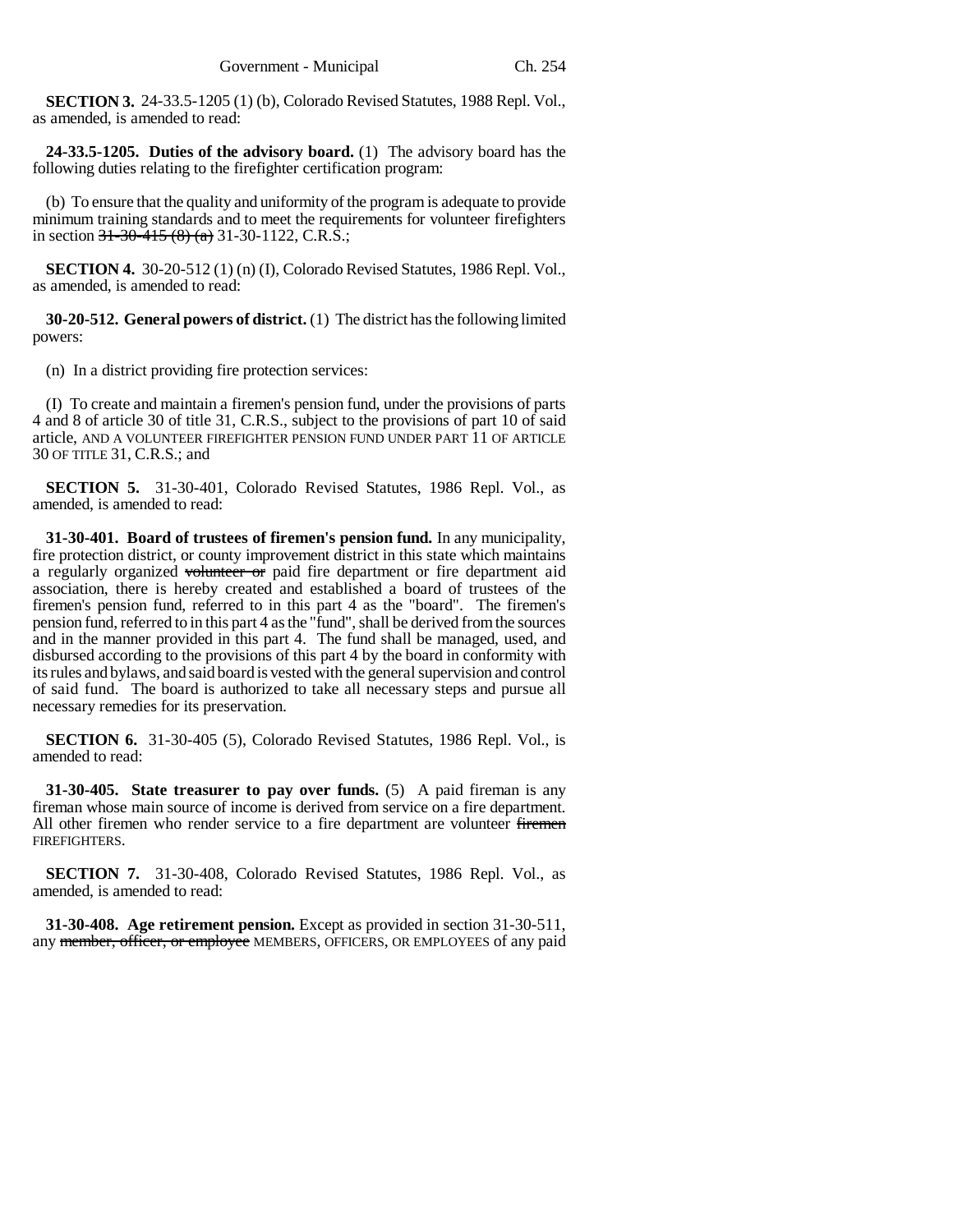**SECTION 3.** 24-33.5-1205 (1) (b), Colorado Revised Statutes, 1988 Repl. Vol., as amended, is amended to read:

**24-33.5-1205. Duties of the advisory board.** (1) The advisory board has the following duties relating to the firefighter certification program:

(b) To ensure that the quality and uniformity of the program is adequate to provide minimum training standards and to meet the requirements for volunteer firefighters in section ~~31-30-415 (8) (a)~~ 31-30-1122, C.R.S.;

**SECTION 4.** 30-20-512 (1) (n) (I), Colorado Revised Statutes, 1986 Repl. Vol., as amended, is amended to read:

**30-20-512. General powers of district.** (1) The district has the following limited powers:

(n) In a district providing fire protection services:

(I) To create and maintain a firemen's pension fund, under the provisions of parts 4 and 8 of article 30 of title 31, C.R.S., subject to the provisions of part 10 of said article, AND A VOLUNTEER FIREFIGHTER PENSION FUND UNDER PART 11 OF ARTICLE 30 OF TITLE 31, C.R.S.; and

**SECTION 5.** 31-30-401, Colorado Revised Statutes, 1986 Repl. Vol., as amended, is amended to read:

**31-30-401. Board of trustees of firemen's pension fund.** In any municipality, fire protection district, or county improvement district in this state which maintains a regularly organized ~~volunteer or~~ paid fire department or fire department aid association, there is hereby created and established a board of trustees of the firemen's pension fund, referred to in this part 4 as the "board". The firemen's pension fund, referred to in this part 4 as the "fund", shall be derived from the sources and in the manner provided in this part 4. The fund shall be managed, used, and disbursed according to the provisions of this part 4 by the board in conformity with its rules and bylaws, and said board is vested with the general supervision and control of said fund. The board is authorized to take all necessary steps and pursue all necessary remedies for its preservation.

**SECTION 6.** 31-30-405 (5), Colorado Revised Statutes, 1986 Repl. Vol., is amended to read:

**31-30-405. State treasurer to pay over funds.** (5) A paid fireman is any fireman whose main source of income is derived from service on a fire department. All other firemen who render service to a fire department are volunteer ~~firemen~~ FIREFIGHTERS.

**SECTION 7.** 31-30-408, Colorado Revised Statutes, 1986 Repl. Vol., as amended, is amended to read:

**31-30-408. Age retirement pension.** Except as provided in section 31-30-511, any ~~member, officer, or employee~~ MEMBERS, OFFICERS, OR EMPLOYEES of any paid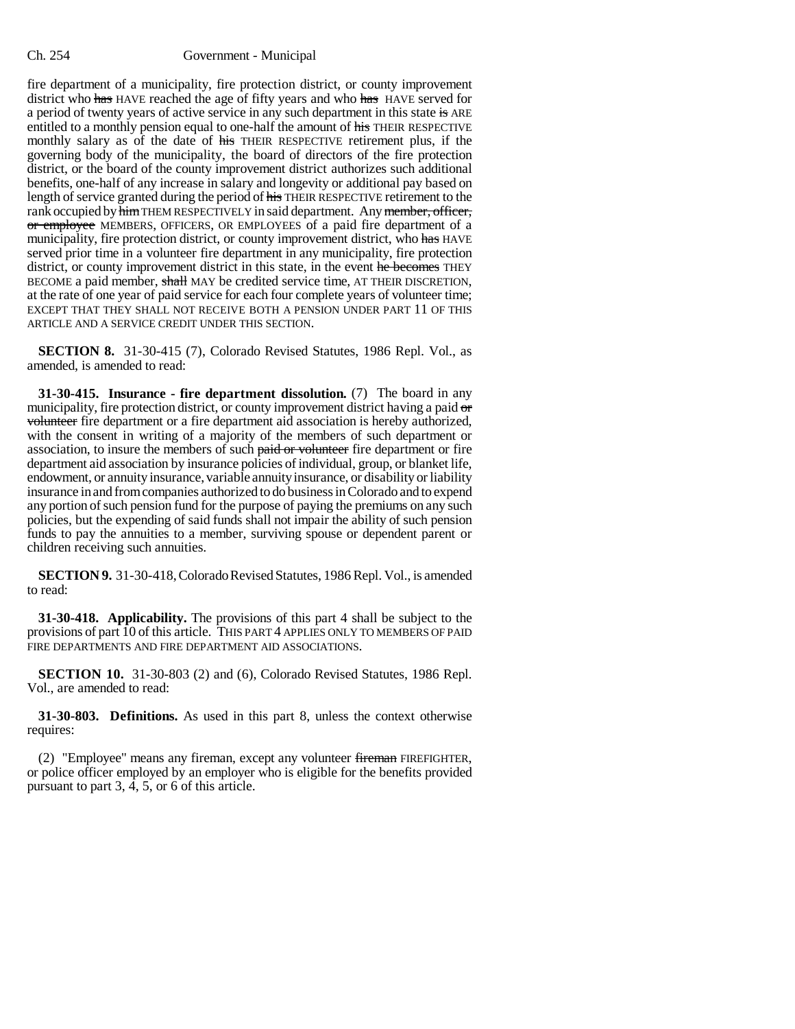fire department of a municipality, fire protection district, or county improvement district who has HAVE reached the age of fifty years and who has HAVE served for a period of twenty years of active service in any such department in this state is ARE entitled to a monthly pension equal to one-half the amount of his THEIR RESPECTIVE monthly salary as of the date of his THEIR RESPECTIVE retirement plus, if the governing body of the municipality, the board of directors of the fire protection district, or the board of the county improvement district authorizes such additional benefits, one-half of any increase in salary and longevity or additional pay based on length of service granted during the period of his THEIR RESPECTIVE retirement to the rank occupied by him THEM RESPECTIVELY in said department. Any member, officer, or employee MEMBERS, OFFICERS, OR EMPLOYEES of a paid fire department of a municipality, fire protection district, or county improvement district, who has HAVE served prior time in a volunteer fire department in any municipality, fire protection district, or county improvement district in this state, in the event he becomes THEY BECOME a paid member, shall MAY be credited service time, AT THEIR DISCRETION, at the rate of one year of paid service for each four complete years of volunteer time; EXCEPT THAT THEY SHALL NOT RECEIVE BOTH A PENSION UNDER PART 11 OF THIS ARTICLE AND A SERVICE CREDIT UNDER THIS SECTION.

**SECTION 8.** 31-30-415 (7), Colorado Revised Statutes, 1986 Repl. Vol., as amended, is amended to read:

**31-30-415. Insurance - fire department dissolution.** (7) The board in any municipality, fire protection district, or county improvement district having a paid or volunteer fire department or a fire department aid association is hereby authorized, with the consent in writing of a majority of the members of such department or association, to insure the members of such paid or volunteer fire department or fire department aid association by insurance policies of individual, group, or blanket life, endowment, or annuity insurance, variable annuity insurance, or disability or liability insurance in and from companies authorized to do business in Colorado and to expend any portion of such pension fund for the purpose of paying the premiums on any such policies, but the expending of said funds shall not impair the ability of such pension funds to pay the annuities to a member, surviving spouse or dependent parent or children receiving such annuities.

**SECTION 9.** 31-30-418, Colorado Revised Statutes, 1986 Repl. Vol., is amended to read:

**31-30-418. Applicability.** The provisions of this part 4 shall be subject to the provisions of part 10 of this article. THIS PART 4 APPLIES ONLY TO MEMBERS OF PAID FIRE DEPARTMENTS AND FIRE DEPARTMENT AID ASSOCIATIONS.

**SECTION 10.** 31-30-803 (2) and (6), Colorado Revised Statutes, 1986 Repl. Vol., are amended to read:

**31-30-803. Definitions.** As used in this part 8, unless the context otherwise requires:

(2) "Employee" means any fireman, except any volunteer fireman FIREFIGHTER, or police officer employed by an employer who is eligible for the benefits provided pursuant to part 3, 4, 5, or 6 of this article.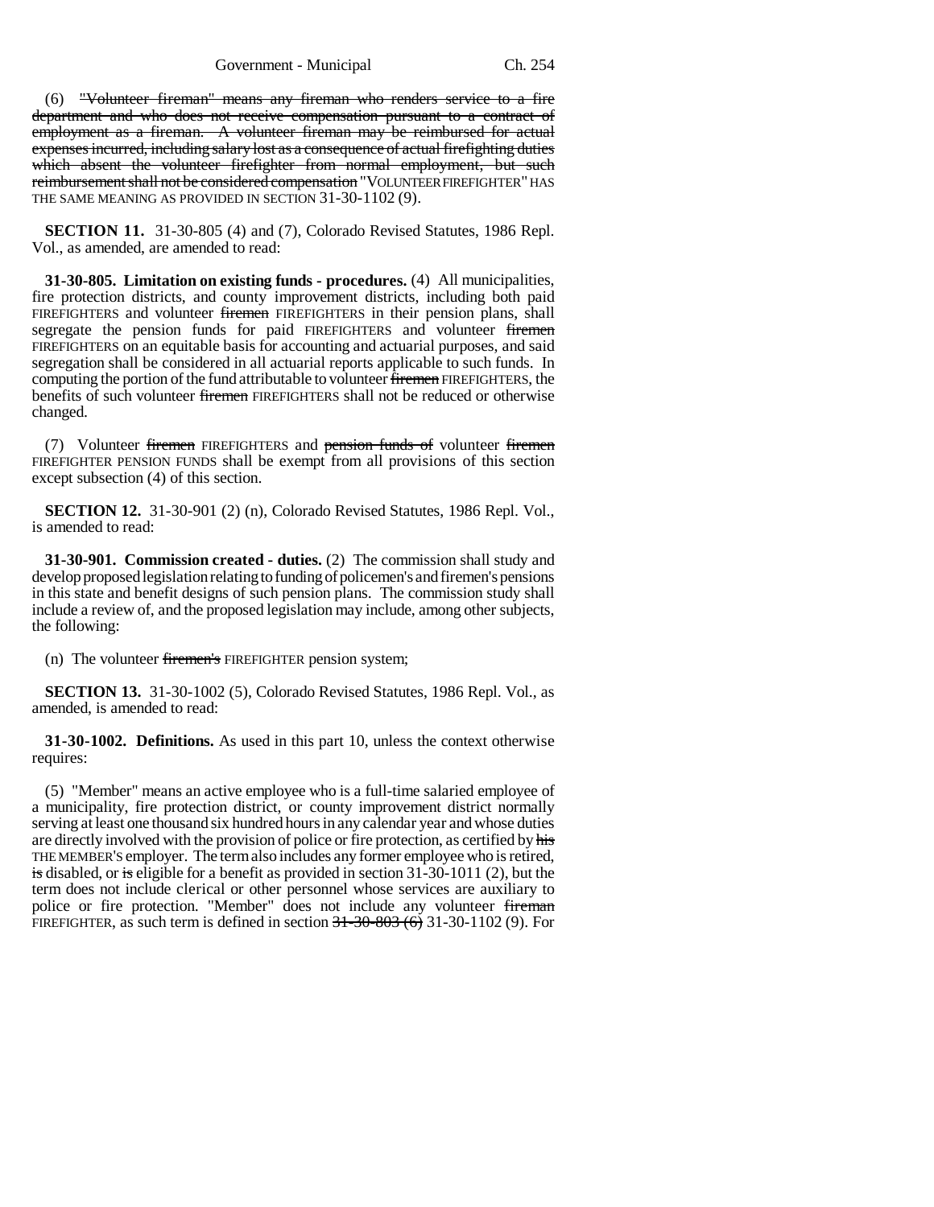(6) ~~"Volunteer fireman" means any fireman who renders service to a fire department and who does not receive compensation pursuant to a contract of employment as a fireman. A volunteer fireman may be reimbursed for actual expenses incurred, including salary lost as a consequence of actual firefighting duties which absent the volunteer firefighter from normal employment, but such reimbursement shall not be considered compensation~~ "VOLUNTEER FIREFIGHTER" HAS THE SAME MEANING AS PROVIDED IN SECTION 31-30-1102 (9).

**SECTION 11.** 31-30-805 (4) and (7), Colorado Revised Statutes, 1986 Repl. Vol., as amended, are amended to read:

**31-30-805. Limitation on existing funds - procedures.** (4) All municipalities, fire protection districts, and county improvement districts, including both paid FIREFIGHTERS and volunteer ~~firemen~~ FIREFIGHTERS in their pension plans, shall segregate the pension funds for paid FIREFIGHTERS and volunteer ~~firemen~~ FIREFIGHTERS on an equitable basis for accounting and actuarial purposes, and said segregation shall be considered in all actuarial reports applicable to such funds. In computing the portion of the fund attributable to volunteer ~~firemen~~ FIREFIGHTERS, the benefits of such volunteer ~~firemen~~ FIREFIGHTERS shall not be reduced or otherwise changed.

(7) Volunteer ~~firemen~~ FIREFIGHTERS and ~~pension funds of~~ volunteer ~~firemen~~ FIREFIGHTER PENSION FUNDS shall be exempt from all provisions of this section except subsection (4) of this section.

**SECTION 12.** 31-30-901 (2) (n), Colorado Revised Statutes, 1986 Repl. Vol., is amended to read:

**31-30-901. Commission created - duties.** (2) The commission shall study and develop proposed legislation relating to funding of policemen's and firemen's pensions in this state and benefit designs of such pension plans. The commission study shall include a review of, and the proposed legislation may include, among other subjects, the following:

(n) The volunteer ~~firemen's~~ FIREFIGHTER pension system;

**SECTION 13.** 31-30-1002 (5), Colorado Revised Statutes, 1986 Repl. Vol., as amended, is amended to read:

**31-30-1002. Definitions.** As used in this part 10, unless the context otherwise requires:

(5) "Member" means an active employee who is a full-time salaried employee of a municipality, fire protection district, or county improvement district normally serving at least one thousand six hundred hours in any calendar year and whose duties are directly involved with the provision of police or fire protection, as certified by ~~his~~ THE MEMBER'S employer. The term also includes any former employee who is retired, ~~is~~ disabled, or ~~is~~ eligible for a benefit as provided in section 31-30-1011 (2), but the term does not include clerical or other personnel whose services are auxiliary to police or fire protection. "Member" does not include any volunteer ~~fireman~~ FIREFIGHTER, as such term is defined in section ~~31-30-803 (6)~~ 31-30-1102 (9). For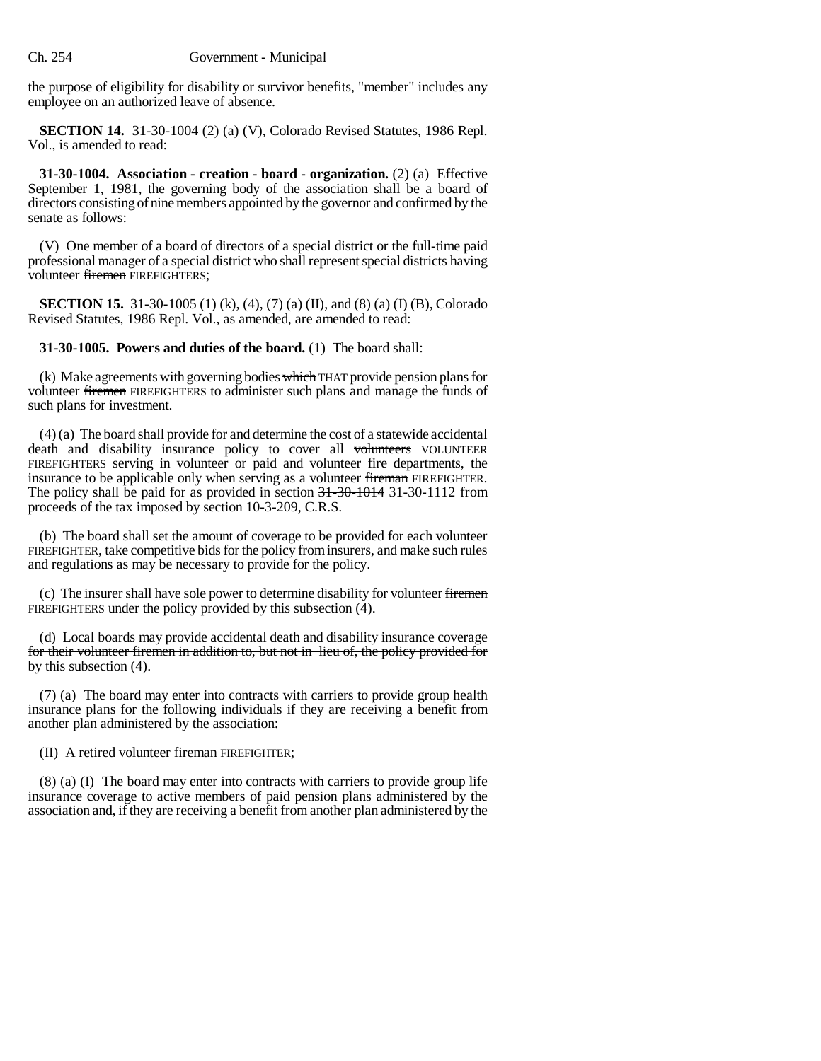the purpose of eligibility for disability or survivor benefits, "member" includes any employee on an authorized leave of absence.

**SECTION 14.** 31-30-1004 (2) (a) (V), Colorado Revised Statutes, 1986 Repl. Vol., is amended to read:

**31-30-1004. Association - creation - board - organization.** (2) (a) Effective September 1, 1981, the governing body of the association shall be a board of directors consisting of nine members appointed by the governor and confirmed by the senate as follows:

(V) One member of a board of directors of a special district or the full-time paid professional manager of a special district who shall represent special districts having volunteer ~~firemen~~ FIREFIGHTERS;

**SECTION 15.** 31-30-1005 (1) (k), (4), (7) (a) (II), and (8) (a) (I) (B), Colorado Revised Statutes, 1986 Repl. Vol., as amended, are amended to read:

**31-30-1005. Powers and duties of the board.** (1) The board shall:

(k) Make agreements with governing bodies ~~which~~ THAT provide pension plans for volunteer ~~firemen~~ FIREFIGHTERS to administer such plans and manage the funds of such plans for investment.

(4) (a) The board shall provide for and determine the cost of a statewide accidental death and disability insurance policy to cover all ~~volunteers~~ VOLUNTEER FIREFIGHTERS serving in volunteer or paid and volunteer fire departments, the insurance to be applicable only when serving as a volunteer ~~fireman~~ FIREFIGHTER. The policy shall be paid for as provided in section ~~31-30-1014~~ 31-30-1112 from proceeds of the tax imposed by section 10-3-209, C.R.S.

(b) The board shall set the amount of coverage to be provided for each volunteer FIREFIGHTER, take competitive bids for the policy from insurers, and make such rules and regulations as may be necessary to provide for the policy.

(c) The insurer shall have sole power to determine disability for volunteer ~~firemen~~ FIREFIGHTERS under the policy provided by this subsection (4).

(d) ~~Local boards may provide accidental death and disability insurance coverage for their volunteer firemen in addition to, but not in lieu of, the policy provided for by this subsection (4).~~

(7) (a) The board may enter into contracts with carriers to provide group health insurance plans for the following individuals if they are receiving a benefit from another plan administered by the association:

(II) A retired volunteer ~~fireman~~ FIREFIGHTER;

(8) (a) (I) The board may enter into contracts with carriers to provide group life insurance coverage to active members of paid pension plans administered by the association and, if they are receiving a benefit from another plan administered by the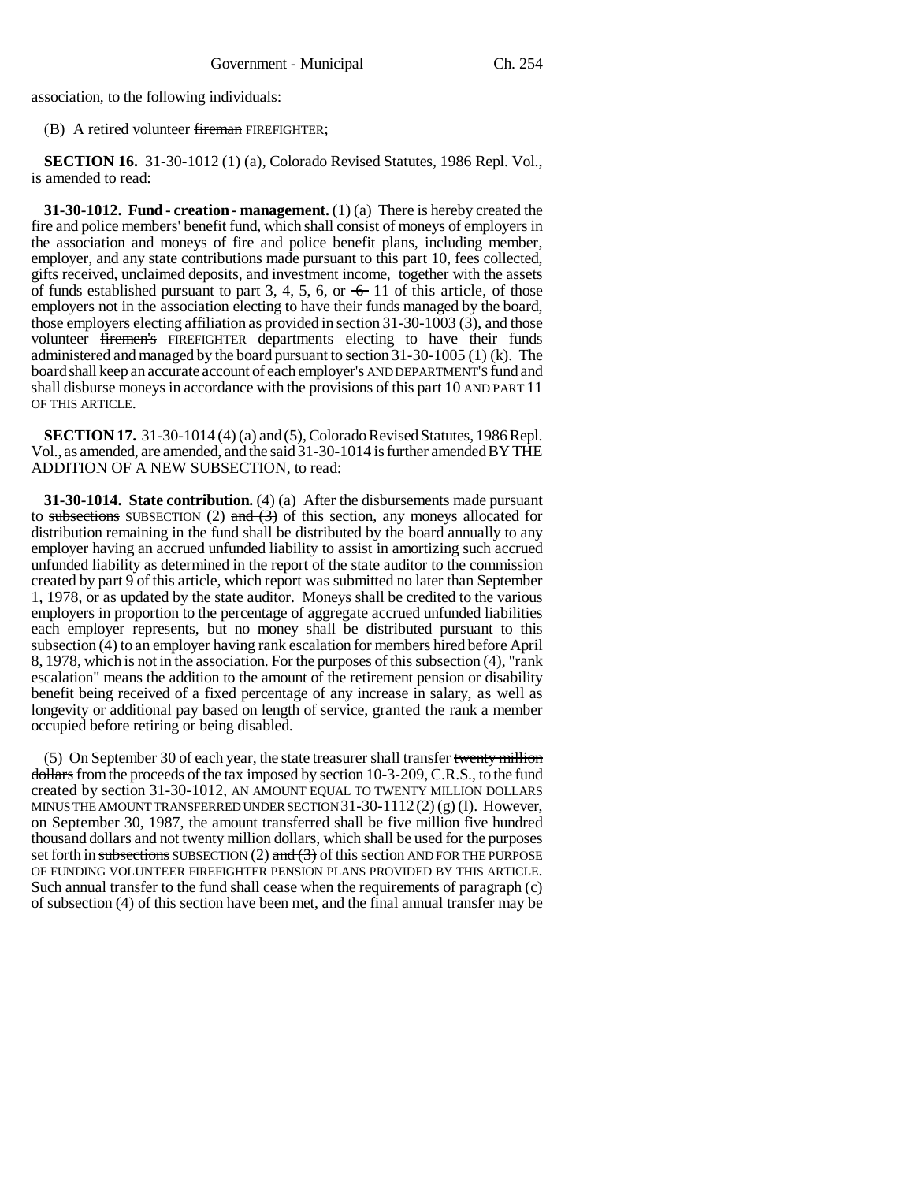association, to the following individuals:

(B) A retired volunteer ~~fireman~~ FIREFIGHTER;

**SECTION 16.** 31-30-1012 (1) (a), Colorado Revised Statutes, 1986 Repl. Vol., is amended to read:

**31-30-1012. Fund - creation - management.** (1) (a) There is hereby created the fire and police members' benefit fund, which shall consist of moneys of employers in the association and moneys of fire and police benefit plans, including member, employer, and any state contributions made pursuant to this part 10, fees collected, gifts received, unclaimed deposits, and investment income, together with the assets of funds established pursuant to part 3, 4, 5, 6, or ~~6~~ 11 of this article, of those employers not in the association electing to have their funds managed by the board, those employers electing affiliation as provided in section 31-30-1003 (3), and those volunteer ~~firemen's~~ FIREFIGHTER departments electing to have their funds administered and managed by the board pursuant to section 31-30-1005 (1) (k). The board shall keep an accurate account of each employer's AND DEPARTMENT'S fund and shall disburse moneys in accordance with the provisions of this part 10 AND PART 11 OF THIS ARTICLE.

**SECTION 17.** 31-30-1014 (4) (a) and (5), Colorado Revised Statutes, 1986 Repl. Vol., as amended, are amended, and the said 31-30-1014 is further amended BY THE ADDITION OF A NEW SUBSECTION, to read:

**31-30-1014. State contribution.** (4) (a) After the disbursements made pursuant to ~~subsections~~ SUBSECTION (2) ~~and (3)~~ of this section, any moneys allocated for distribution remaining in the fund shall be distributed by the board annually to any employer having an accrued unfunded liability to assist in amortizing such accrued unfunded liability as determined in the report of the state auditor to the commission created by part 9 of this article, which report was submitted no later than September 1, 1978, or as updated by the state auditor. Moneys shall be credited to the various employers in proportion to the percentage of aggregate accrued unfunded liabilities each employer represents, but no money shall be distributed pursuant to this subsection (4) to an employer having rank escalation for members hired before April 8, 1978, which is not in the association. For the purposes of this subsection (4), "rank escalation" means the addition to the amount of the retirement pension or disability benefit being received of a fixed percentage of any increase in salary, as well as longevity or additional pay based on length of service, granted the rank a member occupied before retiring or being disabled.

(5) On September 30 of each year, the state treasurer shall transfer ~~twenty million dollars~~ from the proceeds of the tax imposed by section 10-3-209, C.R.S., to the fund created by section 31-30-1012, AN AMOUNT EQUAL TO TWENTY MILLION DOLLARS MINUS THE AMOUNT TRANSFERRED UNDER SECTION 31-30-1112 (2) (g) (I). However, on September 30, 1987, the amount transferred shall be five million five hundred thousand dollars and not twenty million dollars, which shall be used for the purposes set forth in ~~subsections~~ SUBSECTION (2) ~~and (3)~~ of this section AND FOR THE PURPOSE OF FUNDING VOLUNTEER FIREFIGHTER PENSION PLANS PROVIDED BY THIS ARTICLE. Such annual transfer to the fund shall cease when the requirements of paragraph (c) of subsection (4) of this section have been met, and the final annual transfer may be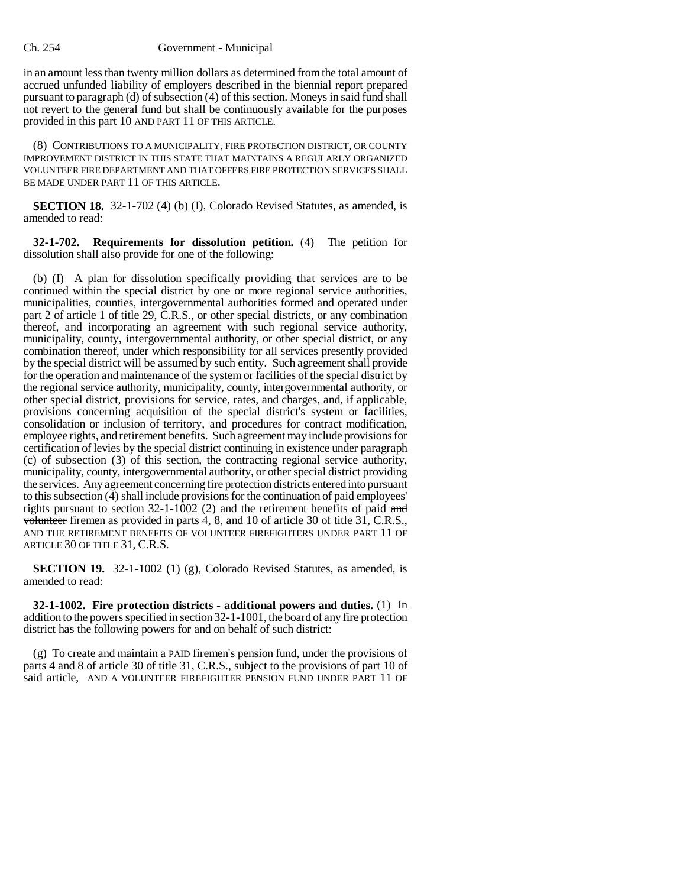in an amount less than twenty million dollars as determined from the total amount of accrued unfunded liability of employers described in the biennial report prepared pursuant to paragraph (d) of subsection (4) of this section. Moneys in said fund shall not revert to the general fund but shall be continuously available for the purposes provided in this part 10 AND PART 11 OF THIS ARTICLE.

(8) CONTRIBUTIONS TO A MUNICIPALITY, FIRE PROTECTION DISTRICT, OR COUNTY IMPROVEMENT DISTRICT IN THIS STATE THAT MAINTAINS A REGULARLY ORGANIZED VOLUNTEER FIRE DEPARTMENT AND THAT OFFERS FIRE PROTECTION SERVICES SHALL BE MADE UNDER PART 11 OF THIS ARTICLE.

**SECTION 18.** 32-1-702 (4) (b) (I), Colorado Revised Statutes, as amended, is amended to read:

**32-1-702. Requirements for dissolution petition.** (4) The petition for dissolution shall also provide for one of the following:

(b) (I) A plan for dissolution specifically providing that services are to be continued within the special district by one or more regional service authorities, municipalities, counties, intergovernmental authorities formed and operated under part 2 of article 1 of title 29, C.R.S., or other special districts, or any combination thereof, and incorporating an agreement with such regional service authority, municipality, county, intergovernmental authority, or other special district, or any combination thereof, under which responsibility for all services presently provided by the special district will be assumed by such entity. Such agreement shall provide for the operation and maintenance of the system or facilities of the special district by the regional service authority, municipality, county, intergovernmental authority, or other special district, provisions for service, rates, and charges, and, if applicable, provisions concerning acquisition of the special district's system or facilities, consolidation or inclusion of territory, and procedures for contract modification, employee rights, and retirement benefits. Such agreement may include provisions for certification of levies by the special district continuing in existence under paragraph (c) of subsection (3) of this section, the contracting regional service authority, municipality, county, intergovernmental authority, or other special district providing the services. Any agreement concerning fire protection districts entered into pursuant to this subsection (4) shall include provisions for the continuation of paid employees' rights pursuant to section 32-1-1002 (2) and the retirement benefits of paid ~~and volunteer~~ firemen as provided in parts 4, 8, and 10 of article 30 of title 31, C.R.S., AND THE RETIREMENT BENEFITS OF VOLUNTEER FIREFIGHTERS UNDER PART 11 OF ARTICLE 30 OF TITLE 31, C.R.S.

**SECTION 19.** 32-1-1002 (1) (g), Colorado Revised Statutes, as amended, is amended to read:

**32-1-1002. Fire protection districts - additional powers and duties.** (1) In addition to the powers specified in section 32-1-1001, the board of any fire protection district has the following powers for and on behalf of such district:

(g) To create and maintain a PAID firemen's pension fund, under the provisions of parts 4 and 8 of article 30 of title 31, C.R.S., subject to the provisions of part 10 of said article, AND A VOLUNTEER FIREFIGHTER PENSION FUND UNDER PART 11 OF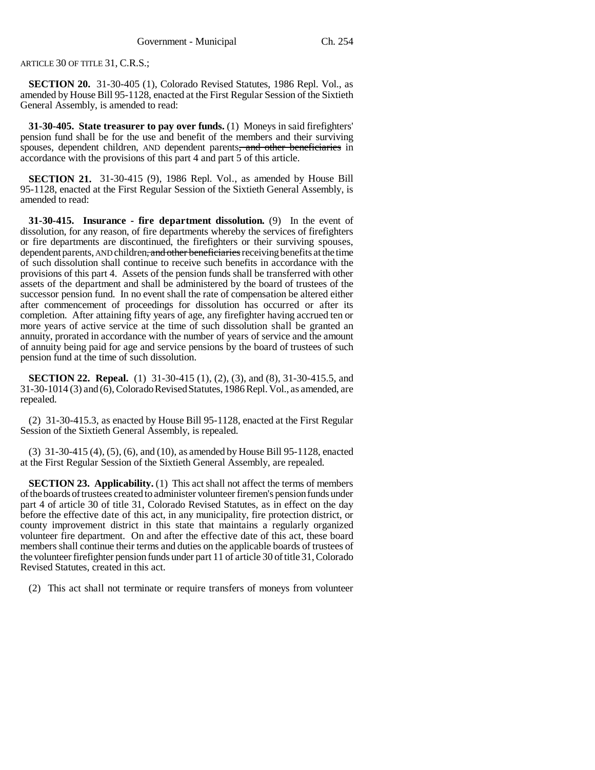ARTICLE 30 OF TITLE 31, C.R.S.;

**SECTION 20.** 31-30-405 (1), Colorado Revised Statutes, 1986 Repl. Vol., as amended by House Bill 95-1128, enacted at the First Regular Session of the Sixtieth General Assembly, is amended to read:

**31-30-405. State treasurer to pay over funds.** (1) Moneys in said firefighters' pension fund shall be for the use and benefit of the members and their surviving spouses, dependent children, AND dependent parents~~, and other beneficiaries~~ in accordance with the provisions of this part 4 and part 5 of this article.

**SECTION 21.** 31-30-415 (9), 1986 Repl. Vol., as amended by House Bill 95-1128, enacted at the First Regular Session of the Sixtieth General Assembly, is amended to read:

**31-30-415. Insurance - fire department dissolution.** (9) In the event of dissolution, for any reason, of fire departments whereby the services of firefighters or fire departments are discontinued, the firefighters or their surviving spouses, dependent parents, AND children~~, and other beneficiaries~~ receiving benefits at the time of such dissolution shall continue to receive such benefits in accordance with the provisions of this part 4. Assets of the pension funds shall be transferred with other assets of the department and shall be administered by the board of trustees of the successor pension fund. In no event shall the rate of compensation be altered either after commencement of proceedings for dissolution has occurred or after its completion. After attaining fifty years of age, any firefighter having accrued ten or more years of active service at the time of such dissolution shall be granted an annuity, prorated in accordance with the number of years of service and the amount of annuity being paid for age and service pensions by the board of trustees of such pension fund at the time of such dissolution.

**SECTION 22. Repeal.** (1) 31-30-415 (1), (2), (3), and (8), 31-30-415.5, and 31-30-1014 (3) and (6), Colorado Revised Statutes, 1986 Repl. Vol., as amended, are repealed.

(2) 31-30-415.3, as enacted by House Bill 95-1128, enacted at the First Regular Session of the Sixtieth General Assembly, is repealed.

(3) 31-30-415 (4), (5), (6), and (10), as amended by House Bill 95-1128, enacted at the First Regular Session of the Sixtieth General Assembly, are repealed.

**SECTION 23. Applicability.** (1) This act shall not affect the terms of members of the boards of trustees created to administer volunteer firemen's pension funds under part 4 of article 30 of title 31, Colorado Revised Statutes, as in effect on the day before the effective date of this act, in any municipality, fire protection district, or county improvement district in this state that maintains a regularly organized volunteer fire department. On and after the effective date of this act, these board members shall continue their terms and duties on the applicable boards of trustees of the volunteer firefighter pension funds under part 11 of article 30 of title 31, Colorado Revised Statutes, created in this act.

(2) This act shall not terminate or require transfers of moneys from volunteer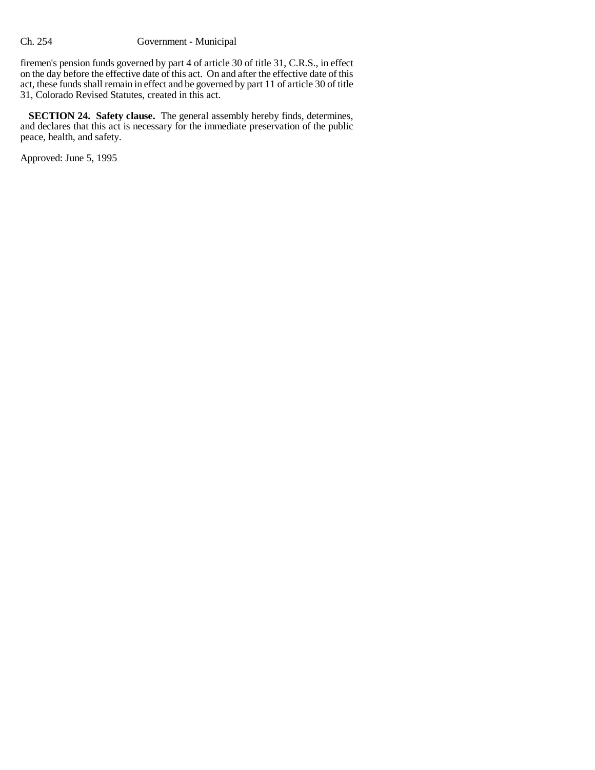firemen's pension funds governed by part 4 of article 30 of title 31, C.R.S., in effect on the day before the effective date of this act. On and after the effective date of this act, these funds shall remain in effect and be governed by part 11 of article 30 of title 31, Colorado Revised Statutes, created in this act.

**SECTION 24. Safety clause.** The general assembly hereby finds, determines, and declares that this act is necessary for the immediate preservation of the public peace, health, and safety.

Approved: June 5, 1995